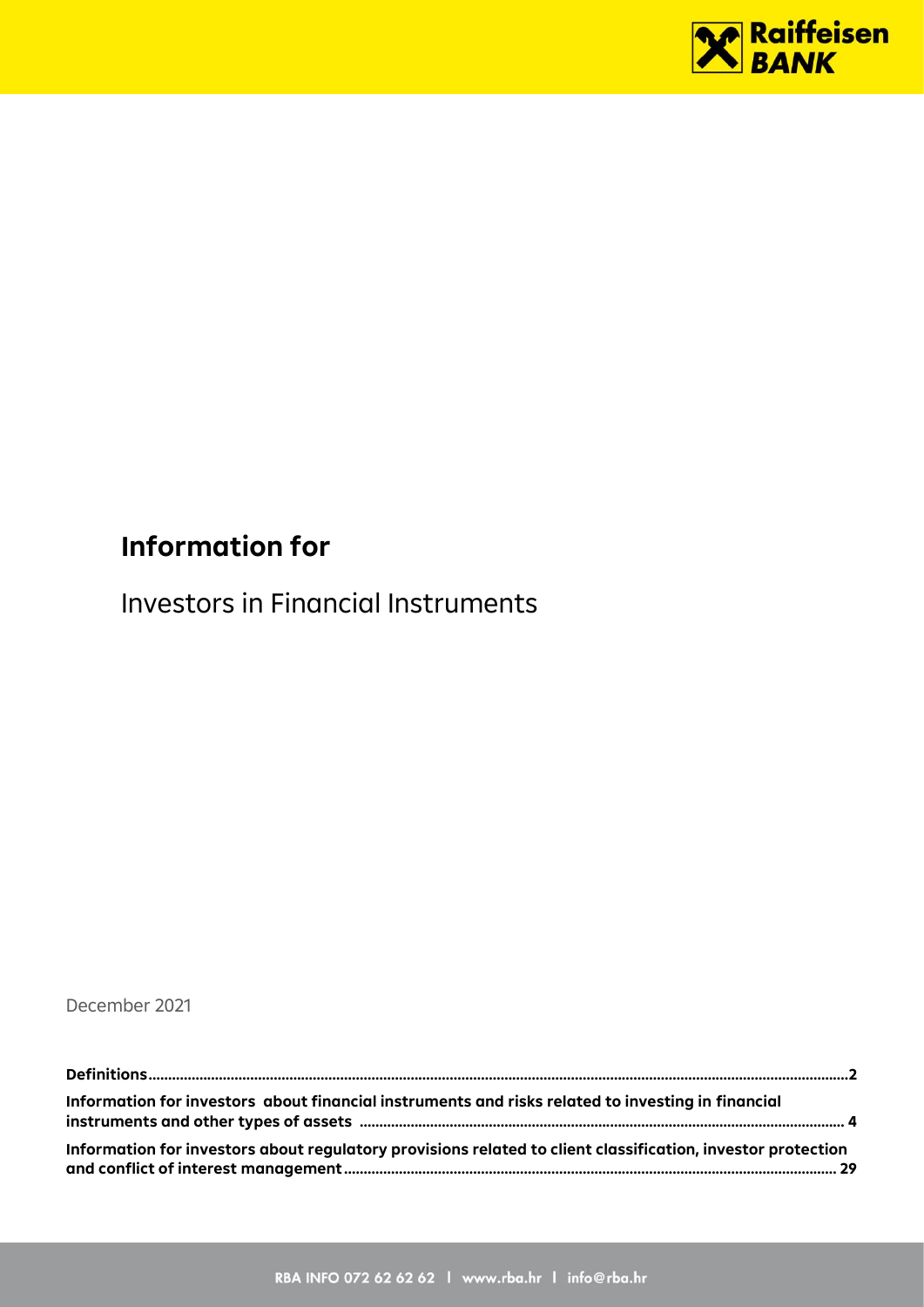# Information for

Investors in Financial Instruments

December 2021

**Definitions** ..........2

**Information for investors about financial instruments and risks related to investing in financial instruments and other types of assets** ..........4

**Information for investors about regulatory provisions related to client classification, investor protection and conflict of interest management** ..........29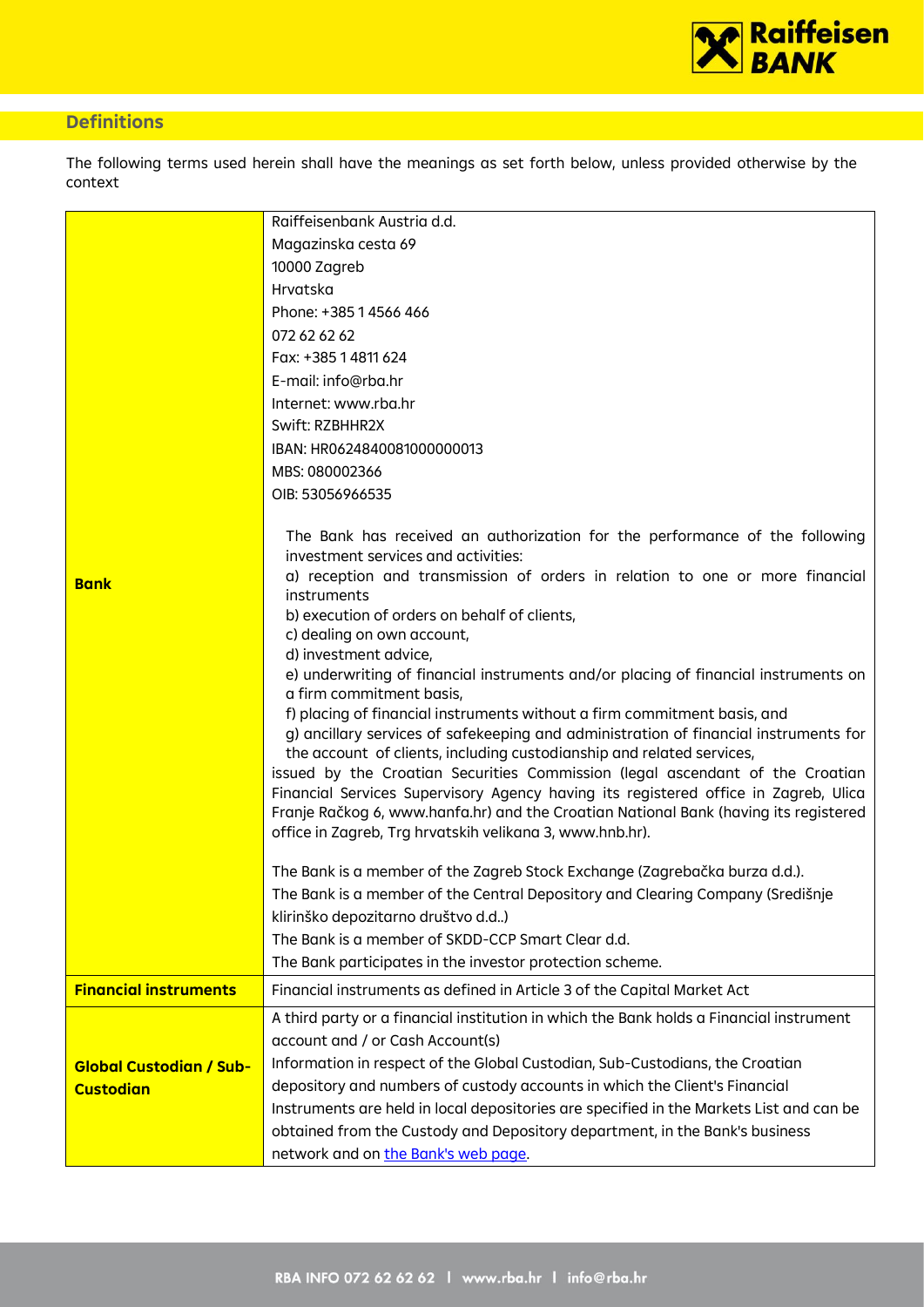## Definitions

The following terms used herein shall have the meanings as set forth below, unless provided otherwise by the context

| | |
|---|---|
| **Bank** | Raiffeisenbank Austria d.d.<br>Magazinska cesta 69<br>10000 Zagreb<br>Hrvatska<br>Phone: +385 1 4566 466<br>072 62 62 62<br>Fax: +385 1 4811 624<br>E-mail: info@rba.hr<br>Internet: www.rba.hr<br>Swift: RZBHHR2X<br>IBAN: HR0624840081000000013<br>MBS: 080002366<br>OIB: 53056966535<br><br>The Bank has received an authorization for the performance of the following investment services and activities:<br>a) reception and transmission of orders in relation to one or more financial instruments<br>b) execution of orders on behalf of clients,<br>c) dealing on own account,<br>d) investment advice,<br>e) underwriting of financial instruments and/or placing of financial instruments on a firm commitment basis,<br>f) placing of financial instruments without a firm commitment basis, and<br>g) ancillary services of safekeeping and administration of financial instruments for the account of clients, including custodianship and related services,<br>issued by the Croatian Securities Commission (legal ascendant of the Croatian Financial Services Supervisory Agency having its registered office in Zagreb, Ulica Franje Račkog 6, www.hanfa.hr) and the Croatian National Bank (having its registered office in Zagreb, Trg hrvatskih velikana 3, www.hnb.hr).<br><br>The Bank is a member of the Zagreb Stock Exchange (Zagrebačka burza d.d.).<br>The Bank is a member of the Central Depository and Clearing Company (Središnje klirinško depozitarno društvo d.d..)<br>The Bank is a member of SKDD-CCP Smart Clear d.d.<br>The Bank participates in the investor protection scheme. |
| **Financial instruments** | Financial instruments as defined in Article 3 of the Capital Market Act |
| **Global Custodian / Sub-Custodian** | A third party or a financial institution in which the Bank holds a Financial instrument account and / or Cash Account(s)<br>Information in respect of the Global Custodian, Sub-Custodians, the Croatian depository and numbers of custody accounts in which the Client's Financial Instruments are held in local depositories are specified in the Markets List and can be obtained from the Custody and Depository department, in the Bank's business network and on the Bank's web page. |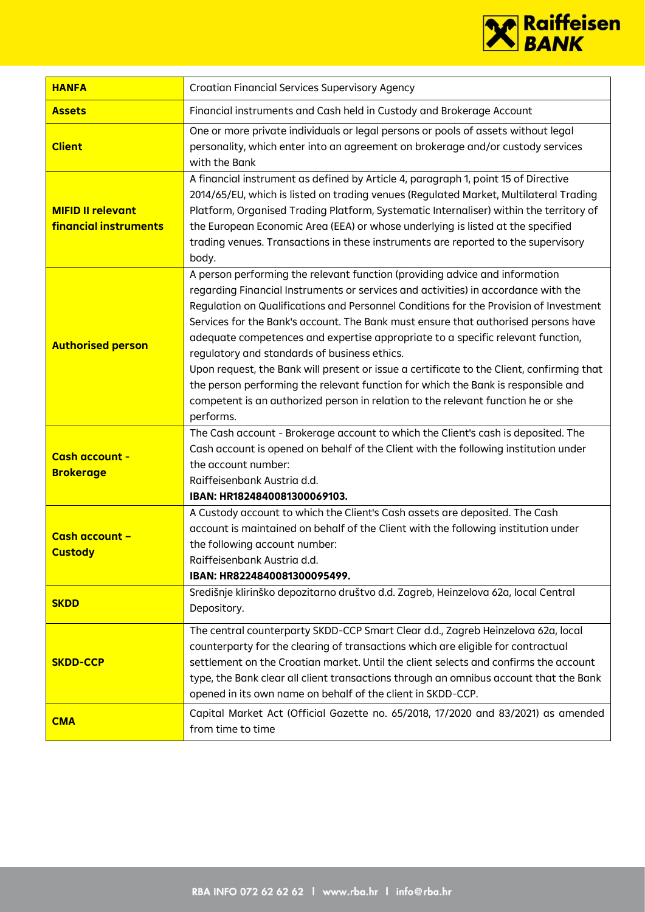| | |
|---|---|
| **HANFA** | Croatian Financial Services Supervisory Agency |
| **Assets** | Financial instruments and Cash held in Custody and Brokerage Account |
| **Client** | One or more private individuals or legal persons or pools of assets without legal personality, which enter into an agreement on brokerage and/or custody services with the Bank |
| **MIFID II relevant financial instruments** | A financial instrument as defined by Article 4, paragraph 1, point 15 of Directive 2014/65/EU, which is listed on trading venues (Regulated Market, Multilateral Trading Platform, Organised Trading Platform, Systematic Internaliser) within the territory of the European Economic Area (EEA) or whose underlying is listed at the specified trading venues. Transactions in these instruments are reported to the supervisory body. |
| **Authorised person** | A person performing the relevant function (providing advice and information regarding Financial Instruments or services and activities) in accordance with the Regulation on Qualifications and Personnel Conditions for the Provision of Investment Services for the Bank's account. The Bank must ensure that authorised persons have adequate competences and expertise appropriate to a specific relevant function, regulatory and standards of business ethics.<br>Upon request, the Bank will present or issue a certificate to the Client, confirming that the person performing the relevant function for which the Bank is responsible and competent is an authorized person in relation to the relevant function he or she performs. |
| **Cash account - Brokerage** | The Cash account - Brokerage account to which the Client's cash is deposited. The Cash account is opened on behalf of the Client with the following institution under the account number:<br>Raiffeisenbank Austria d.d.<br>**IBAN: HR1824840081300069103.** |
| **Cash account – Custody** | A Custody account to which the Client's Cash assets are deposited. The Cash account is maintained on behalf of the Client with the following institution under the following account number:<br>Raiffeisenbank Austria d.d.<br>**IBAN: HR8224840081300095499.** |
| **SKDD** | Središnje klirinško depozitarno društvo d.d. Zagreb, Heinzelova 62a, local Central Depository. |
| **SKDD-CCP** | The central counterparty SKDD-CCP Smart Clear d.d., Zagreb Heinzelova 62a, local counterparty for the clearing of transactions which are eligible for contractual settlement on the Croatian market. Until the client selects and confirms the account type, the Bank clear all client transactions through an omnibus account that the Bank opened in its own name on behalf of the client in SKDD-CCP. |
| **CMA** | Capital Market Act (Official Gazette no. 65/2018, 17/2020 and 83/2021) as amended from time to time |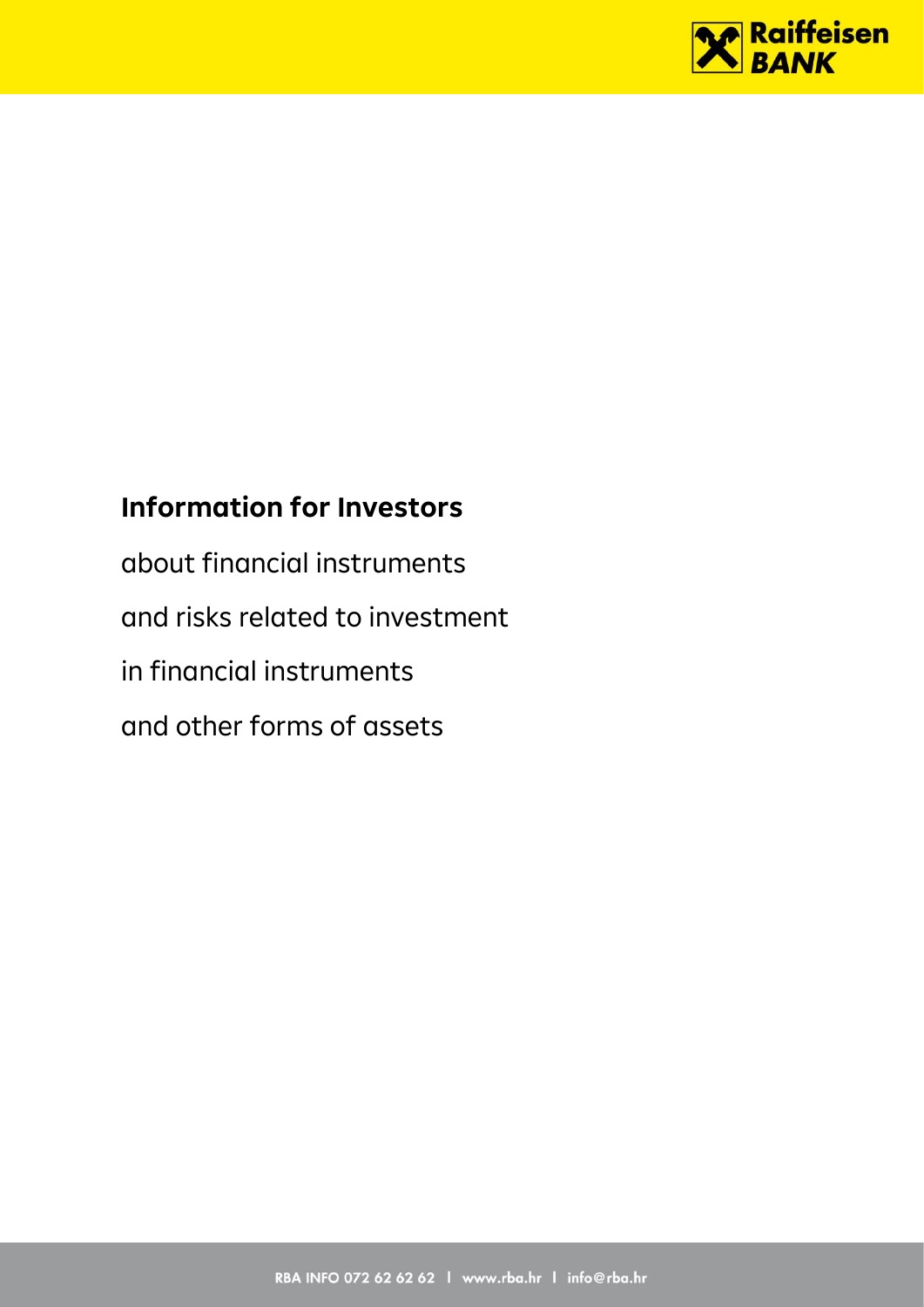# Information for Investors

about financial instruments

and risks related to investment

in financial instruments

and other forms of assets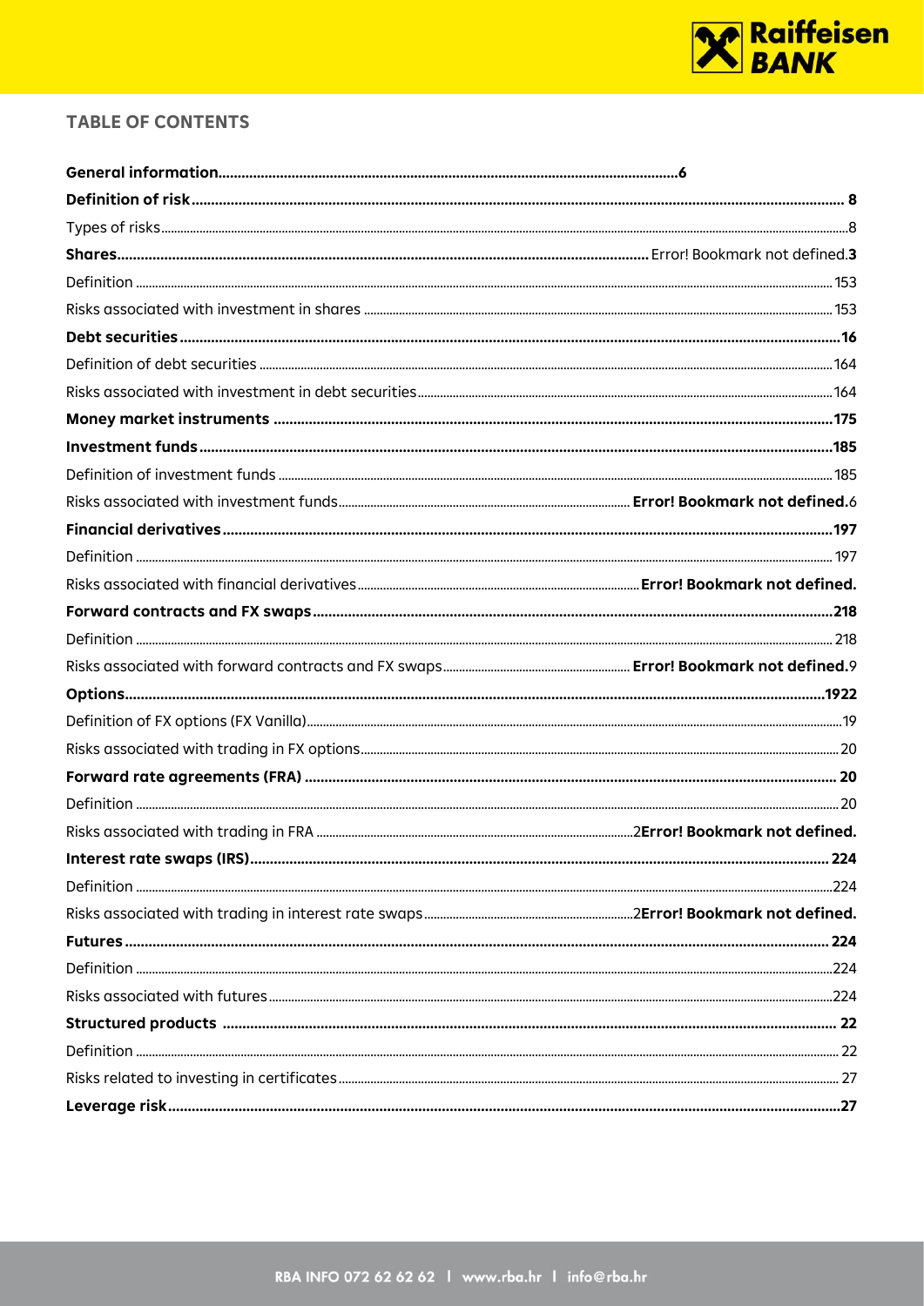## TABLE OF CONTENTS

**General information** .......... **6**

**Definition of risk** .......... **8**

Types of risks .......... 8

**Shares** .......... Error! Bookmark not defined.**3**

Definition .......... 153

Risks associated with investment in shares .......... 153

**Debt securities** .......... **16**

Definition of debt securities .......... 164

Risks associated with investment in debt securities .......... 164

**Money market instruments** .......... **175**

**Investment funds** .......... **185**

Definition of investment funds .......... 185

Risks associated with investment funds .......... **Error! Bookmark not defined.**6

**Financial derivatives** .......... **197**

Definition .......... 197

Risks associated with financial derivatives .......... **Error! Bookmark not defined.**

**Forward contracts and FX swaps** .......... **218**

Definition .......... 218

Risks associated with forward contracts and FX swaps .......... **Error! Bookmark not defined.**9

**Options** .......... **1922**

Definition of FX options (FX Vanilla) .......... 19

Risks associated with trading in FX options .......... 20

**Forward rate agreements (FRA)** .......... **20**

Definition .......... 20

Risks associated with trading in FRA .......... 2**Error! Bookmark not defined.**

**Interest rate swaps (IRS)** .......... **224**

Definition .......... 224

Risks associated with trading in interest rate swaps .......... 2**Error! Bookmark not defined.**

**Futures** .......... **224**

Definition .......... 224

Risks associated with futures .......... 224

**Structured products** .......... **22**

Definition .......... 22

Risks related to investing in certificates .......... 27

**Leverage risk** .......... **27**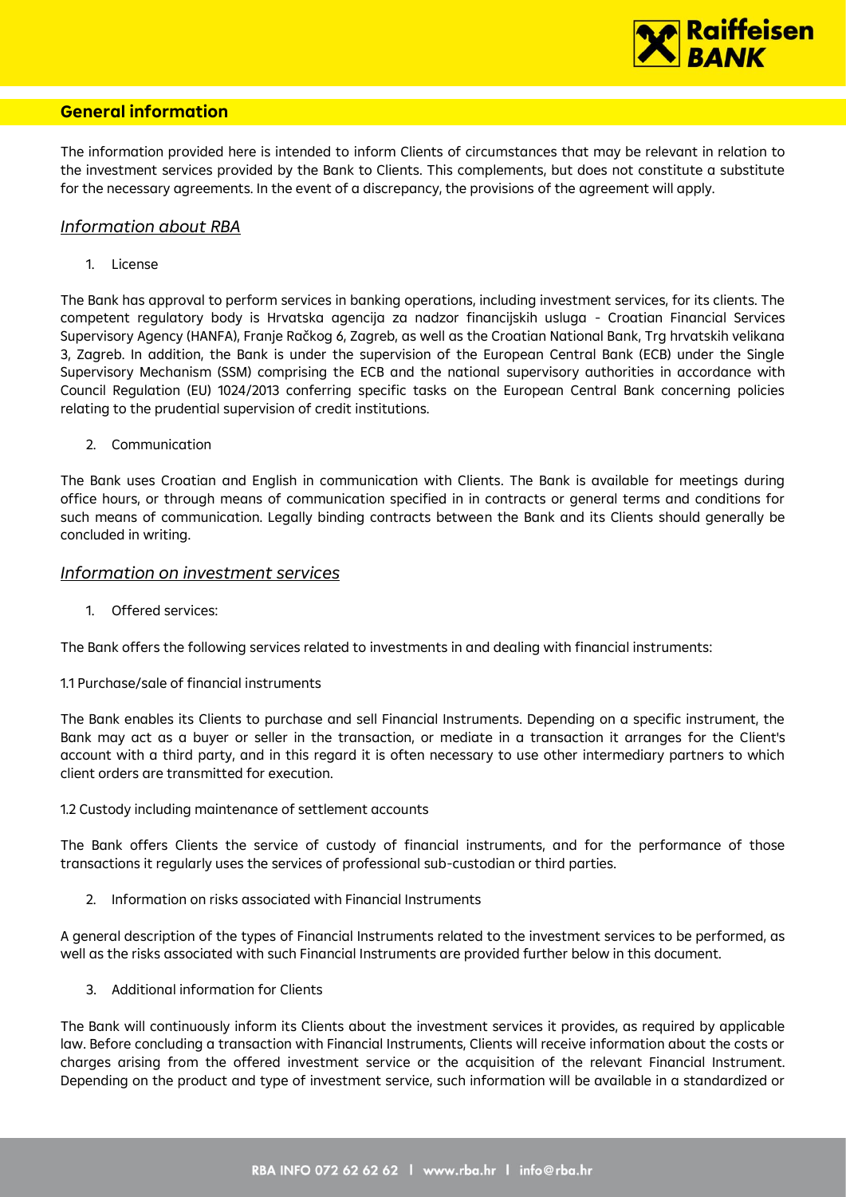## General information

The information provided here is intended to inform Clients of circumstances that may be relevant in relation to the investment services provided by the Bank to Clients. This complements, but does not constitute a substitute for the necessary agreements. In the event of a discrepancy, the provisions of the agreement will apply.

### *Information about RBA*

1. License

The Bank has approval to perform services in banking operations, including investment services, for its clients. The competent regulatory body is Hrvatska agencija za nadzor financijskih usluga - Croatian Financial Services Supervisory Agency (HANFA), Franje Račkog 6, Zagreb, as well as the Croatian National Bank, Trg hrvatskih velikana 3, Zagreb. In addition, the Bank is under the supervision of the European Central Bank (ECB) under the Single Supervisory Mechanism (SSM) comprising the ECB and the national supervisory authorities in accordance with Council Regulation (EU) 1024/2013 conferring specific tasks on the European Central Bank concerning policies relating to the prudential supervision of credit institutions.

2. Communication

The Bank uses Croatian and English in communication with Clients. The Bank is available for meetings during office hours, or through means of communication specified in in contracts or general terms and conditions for such means of communication. Legally binding contracts between the Bank and its Clients should generally be concluded in writing.

### *Information on investment services*

1. Offered services:

The Bank offers the following services related to investments in and dealing with financial instruments:

1.1 Purchase/sale of financial instruments

The Bank enables its Clients to purchase and sell Financial Instruments. Depending on a specific instrument, the Bank may act as a buyer or seller in the transaction, or mediate in a transaction it arranges for the Client's account with a third party, and in this regard it is often necessary to use other intermediary partners to which client orders are transmitted for execution.

1.2 Custody including maintenance of settlement accounts

The Bank offers Clients the service of custody of financial instruments, and for the performance of those transactions it regularly uses the services of professional sub-custodian or third parties.

2. Information on risks associated with Financial Instruments

A general description of the types of Financial Instruments related to the investment services to be performed, as well as the risks associated with such Financial Instruments are provided further below in this document.

3. Additional information for Clients

The Bank will continuously inform its Clients about the investment services it provides, as required by applicable law. Before concluding a transaction with Financial Instruments, Clients will receive information about the costs or charges arising from the offered investment service or the acquisition of the relevant Financial Instrument. Depending on the product and type of investment service, such information will be available in a standardized or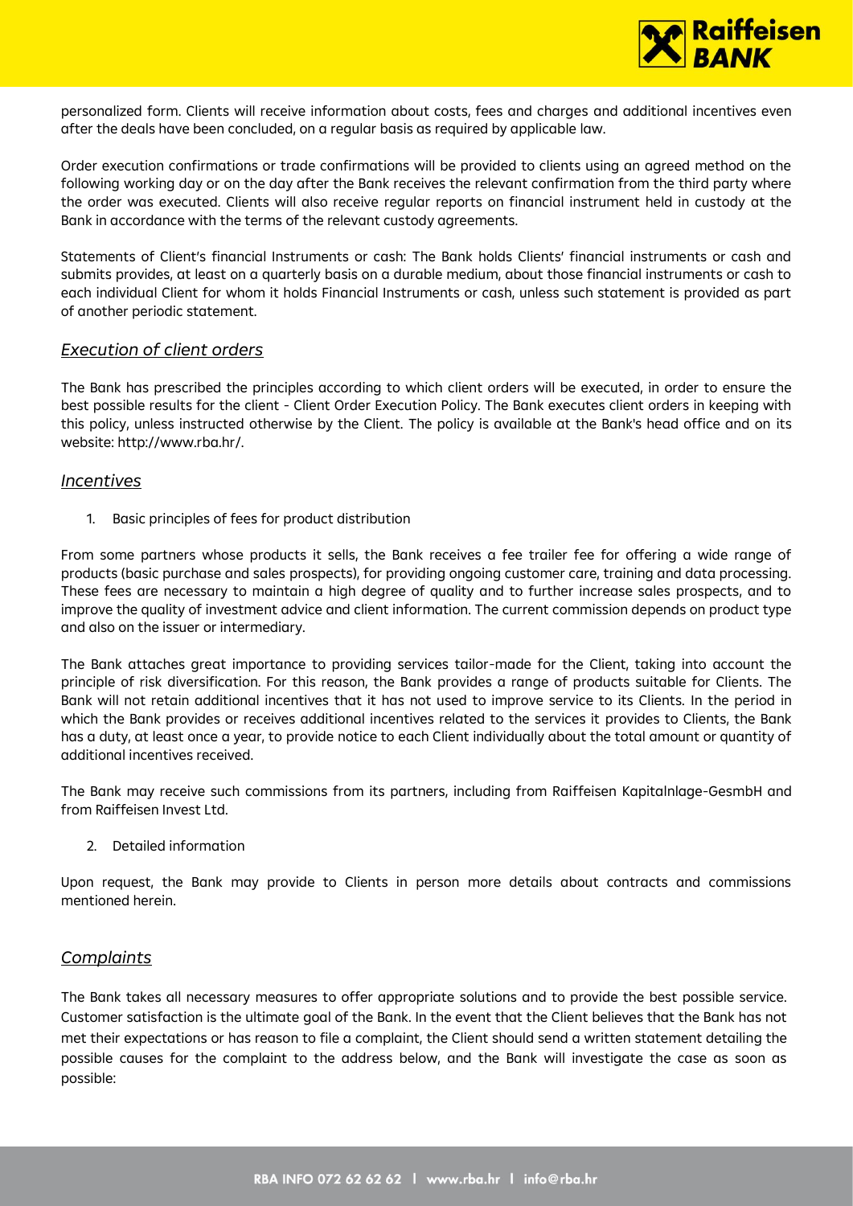personalized form. Clients will receive information about costs, fees and charges and additional incentives even after the deals have been concluded, on a regular basis as required by applicable law.

Order execution confirmations or trade confirmations will be provided to clients using an agreed method on the following working day or on the day after the Bank receives the relevant confirmation from the third party where the order was executed. Clients will also receive regular reports on financial instrument held in custody at the Bank in accordance with the terms of the relevant custody agreements.

Statements of Client's financial Instruments or cash: The Bank holds Clients' financial instruments or cash and submits provides, at least on a quarterly basis on a durable medium, about those financial instruments or cash to each individual Client for whom it holds Financial Instruments or cash, unless such statement is provided as part of another periodic statement.

## *Execution of client orders*

The Bank has prescribed the principles according to which client orders will be executed, in order to ensure the best possible results for the client - Client Order Execution Policy. The Bank executes client orders in keeping with this policy, unless instructed otherwise by the Client. The policy is available at the Bank's head office and on its website: http://www.rba.hr/.

## *Incentives*

1. Basic principles of fees for product distribution

From some partners whose products it sells, the Bank receives a fee trailer fee for offering a wide range of products (basic purchase and sales prospects), for providing ongoing customer care, training and data processing. These fees are necessary to maintain a high degree of quality and to further increase sales prospects, and to improve the quality of investment advice and client information. The current commission depends on product type and also on the issuer or intermediary.

The Bank attaches great importance to providing services tailor-made for the Client, taking into account the principle of risk diversification. For this reason, the Bank provides a range of products suitable for Clients. The Bank will not retain additional incentives that it has not used to improve service to its Clients. In the period in which the Bank provides or receives additional incentives related to the services it provides to Clients, the Bank has a duty, at least once a year, to provide notice to each Client individually about the total amount or quantity of additional incentives received.

The Bank may receive such commissions from its partners, including from Raiffeisen Kapitalnlage-GesmbH and from Raiffeisen Invest Ltd.

2. Detailed information

Upon request, the Bank may provide to Clients in person more details about contracts and commissions mentioned herein.

## *Complaints*

The Bank takes all necessary measures to offer appropriate solutions and to provide the best possible service. Customer satisfaction is the ultimate goal of the Bank. In the event that the Client believes that the Bank has not met their expectations or has reason to file a complaint, the Client should send a written statement detailing the possible causes for the complaint to the address below, and the Bank will investigate the case as soon as possible: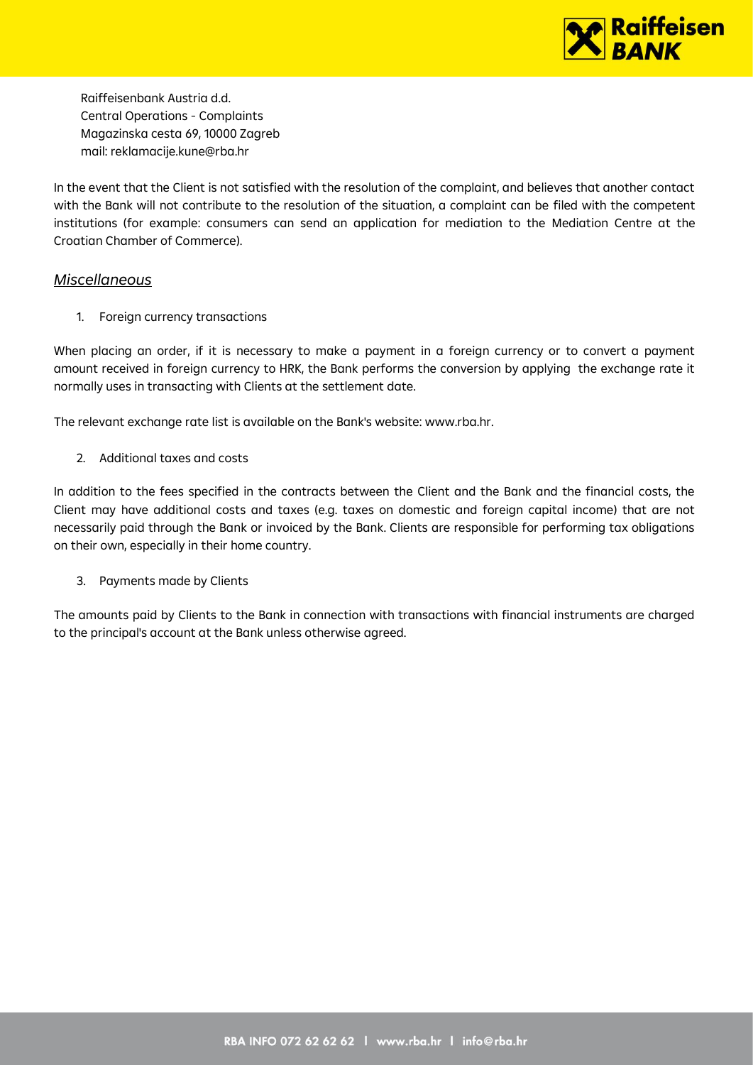Raiffeisenbank Austria d.d.
Central Operations - Complaints
Magazinska cesta 69, 10000 Zagreb
mail: reklamacije.kune@rba.hr

In the event that the Client is not satisfied with the resolution of the complaint, and believes that another contact with the Bank will not contribute to the resolution of the situation, a complaint can be filed with the competent institutions (for example: consumers can send an application for mediation to the Mediation Centre at the Croatian Chamber of Commerce).

## *Miscellaneous*

1. Foreign currency transactions

When placing an order, if it is necessary to make a payment in a foreign currency or to convert a payment amount received in foreign currency to HRK, the Bank performs the conversion by applying the exchange rate it normally uses in transacting with Clients at the settlement date.

The relevant exchange rate list is available on the Bank's website: www.rba.hr.

2. Additional taxes and costs

In addition to the fees specified in the contracts between the Client and the Bank and the financial costs, the Client may have additional costs and taxes (e.g. taxes on domestic and foreign capital income) that are not necessarily paid through the Bank or invoiced by the Bank. Clients are responsible for performing tax obligations on their own, especially in their home country.

3. Payments made by Clients

The amounts paid by Clients to the Bank in connection with transactions with financial instruments are charged to the principal's account at the Bank unless otherwise agreed.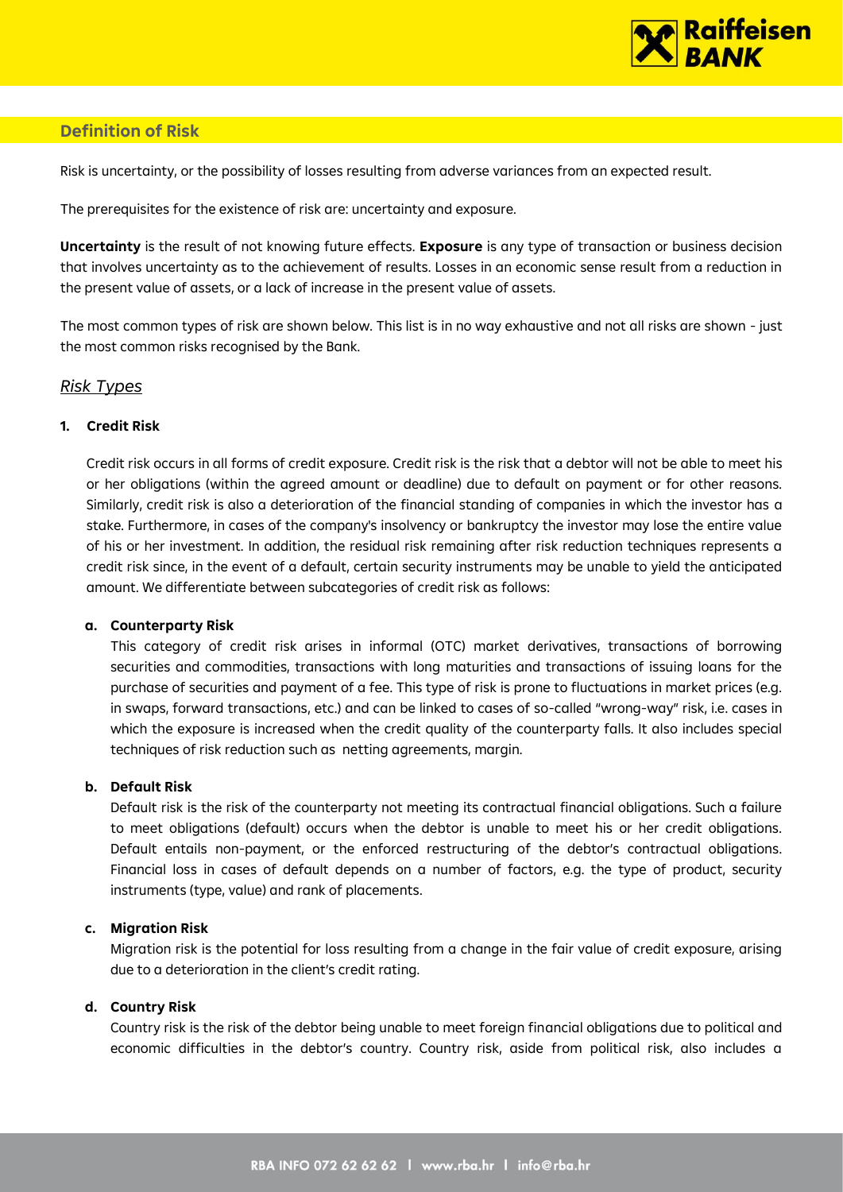## Definition of Risk

Risk is uncertainty, or the possibility of losses resulting from adverse variances from an expected result.

The prerequisites for the existence of risk are: uncertainty and exposure.

**Uncertainty** is the result of not knowing future effects. **Exposure** is any type of transaction or business decision that involves uncertainty as to the achievement of results. Losses in an economic sense result from a reduction in the present value of assets, or a lack of increase in the present value of assets.

The most common types of risk are shown below. This list is in no way exhaustive and not all risks are shown - just the most common risks recognised by the Bank.

### *Risk Types*

**1. Credit Risk**

Credit risk occurs in all forms of credit exposure. Credit risk is the risk that a debtor will not be able to meet his or her obligations (within the agreed amount or deadline) due to default on payment or for other reasons. Similarly, credit risk is also a deterioration of the financial standing of companies in which the investor has a stake. Furthermore, in cases of the company's insolvency or bankruptcy the investor may lose the entire value of his or her investment. In addition, the residual risk remaining after risk reduction techniques represents a credit risk since, in the event of a default, certain security instruments may be unable to yield the anticipated amount. We differentiate between subcategories of credit risk as follows:

**a. Counterparty Risk**

This category of credit risk arises in informal (OTC) market derivatives, transactions of borrowing securities and commodities, transactions with long maturities and transactions of issuing loans for the purchase of securities and payment of a fee. This type of risk is prone to fluctuations in market prices (e.g. in swaps, forward transactions, etc.) and can be linked to cases of so-called "wrong-way" risk, i.e. cases in which the exposure is increased when the credit quality of the counterparty falls. It also includes special techniques of risk reduction such as netting agreements, margin.

**b. Default Risk**

Default risk is the risk of the counterparty not meeting its contractual financial obligations. Such a failure to meet obligations (default) occurs when the debtor is unable to meet his or her credit obligations. Default entails non-payment, or the enforced restructuring of the debtor's contractual obligations. Financial loss in cases of default depends on a number of factors, e.g. the type of product, security instruments (type, value) and rank of placements.

**c. Migration Risk**

Migration risk is the potential for loss resulting from a change in the fair value of credit exposure, arising due to a deterioration in the client's credit rating.

**d. Country Risk**

Country risk is the risk of the debtor being unable to meet foreign financial obligations due to political and economic difficulties in the debtor's country. Country risk, aside from political risk, also includes a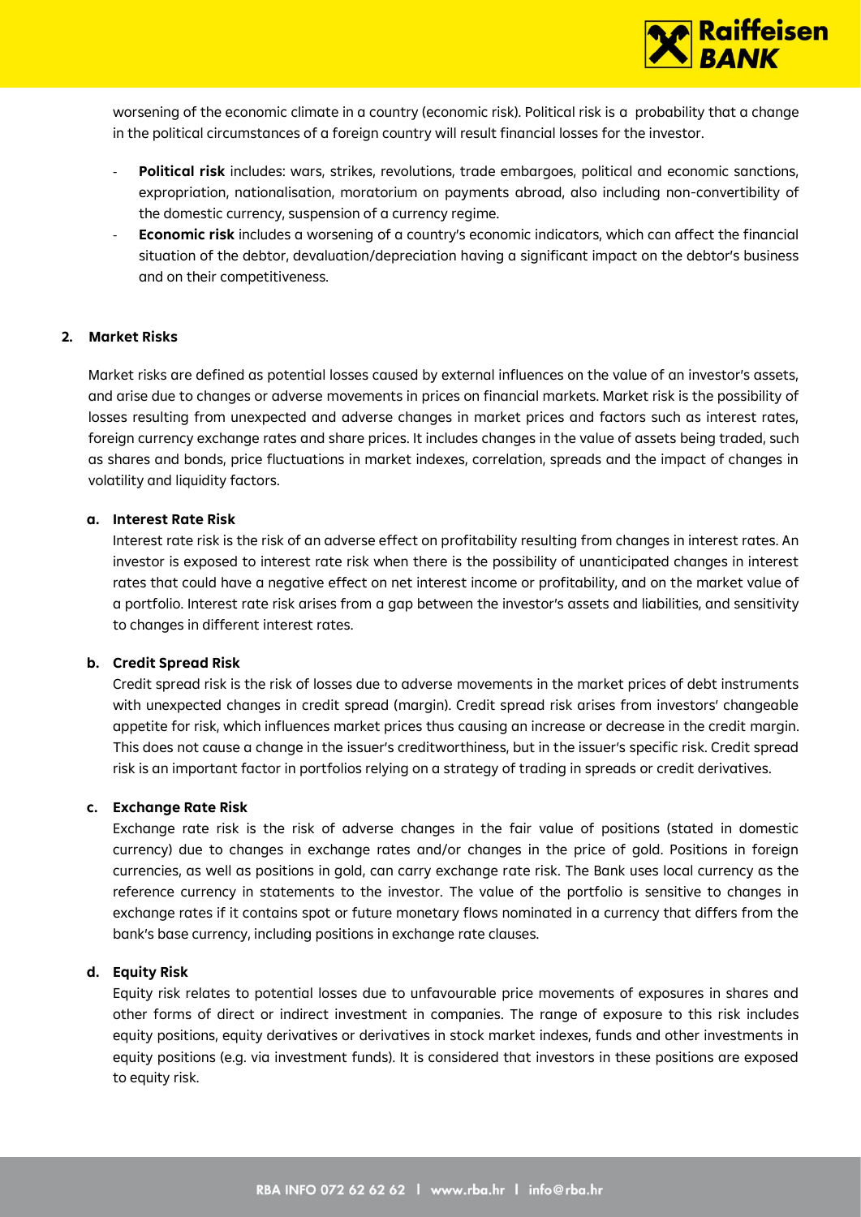worsening of the economic climate in a country (economic risk). Political risk is a probability that a change in the political circumstances of a foreign country will result financial losses for the investor.

- **Political risk** includes: wars, strikes, revolutions, trade embargoes, political and economic sanctions, expropriation, nationalisation, moratorium on payments abroad, also including non-convertibility of the domestic currency, suspension of a currency regime.
- **Economic risk** includes a worsening of a country's economic indicators, which can affect the financial situation of the debtor, devaluation/depreciation having a significant impact on the debtor's business and on their competitiveness.

## 2. Market Risks

Market risks are defined as potential losses caused by external influences on the value of an investor's assets, and arise due to changes or adverse movements in prices on financial markets. Market risk is the possibility of losses resulting from unexpected and adverse changes in market prices and factors such as interest rates, foreign currency exchange rates and share prices. It includes changes in the value of assets being traded, such as shares and bonds, price fluctuations in market indexes, correlation, spreads and the impact of changes in volatility and liquidity factors.

### a. Interest Rate Risk

Interest rate risk is the risk of an adverse effect on profitability resulting from changes in interest rates. An investor is exposed to interest rate risk when there is the possibility of unanticipated changes in interest rates that could have a negative effect on net interest income or profitability, and on the market value of a portfolio. Interest rate risk arises from a gap between the investor's assets and liabilities, and sensitivity to changes in different interest rates.

### b. Credit Spread Risk

Credit spread risk is the risk of losses due to adverse movements in the market prices of debt instruments with unexpected changes in credit spread (margin). Credit spread risk arises from investors' changeable appetite for risk, which influences market prices thus causing an increase or decrease in the credit margin. This does not cause a change in the issuer's creditworthiness, but in the issuer's specific risk. Credit spread risk is an important factor in portfolios relying on a strategy of trading in spreads or credit derivatives.

### c. Exchange Rate Risk

Exchange rate risk is the risk of adverse changes in the fair value of positions (stated in domestic currency) due to changes in exchange rates and/or changes in the price of gold. Positions in foreign currencies, as well as positions in gold, can carry exchange rate risk. The Bank uses local currency as the reference currency in statements to the investor. The value of the portfolio is sensitive to changes in exchange rates if it contains spot or future monetary flows nominated in a currency that differs from the bank's base currency, including positions in exchange rate clauses.

### d. Equity Risk

Equity risk relates to potential losses due to unfavourable price movements of exposures in shares and other forms of direct or indirect investment in companies. The range of exposure to this risk includes equity positions, equity derivatives or derivatives in stock market indexes, funds and other investments in equity positions (e.g. via investment funds). It is considered that investors in these positions are exposed to equity risk.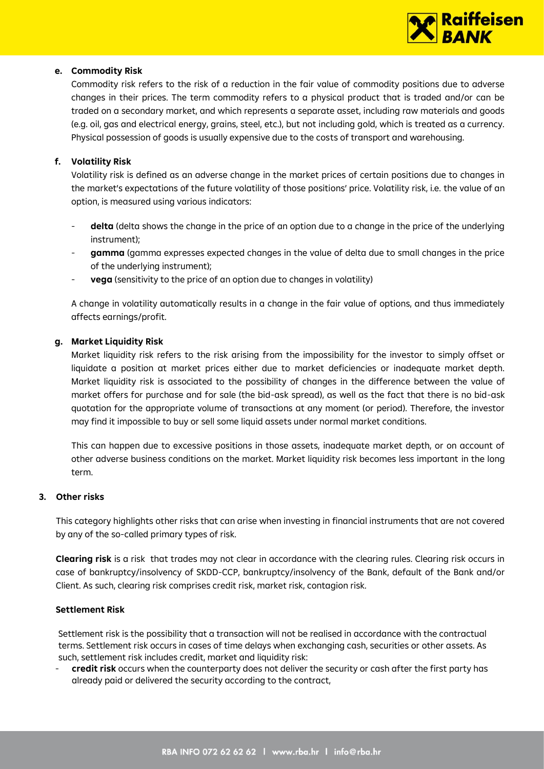#### e. Commodity Risk

Commodity risk refers to the risk of a reduction in the fair value of commodity positions due to adverse changes in their prices. The term commodity refers to a physical product that is traded and/or can be traded on a secondary market, and which represents a separate asset, including raw materials and goods (e.g. oil, gas and electrical energy, grains, steel, etc.), but not including gold, which is treated as a currency. Physical possession of goods is usually expensive due to the costs of transport and warehousing.

#### f. Volatility Risk

Volatility risk is defined as an adverse change in the market prices of certain positions due to changes in the market's expectations of the future volatility of those positions' price. Volatility risk, i.e. the value of an option, is measured using various indicators:

- **delta** (delta shows the change in the price of an option due to a change in the price of the underlying instrument);
- **gamma** (gamma expresses expected changes in the value of delta due to small changes in the price of the underlying instrument);
- **vega** (sensitivity to the price of an option due to changes in volatility)

A change in volatility automatically results in a change in the fair value of options, and thus immediately affects earnings/profit.

#### g. Market Liquidity Risk

Market liquidity risk refers to the risk arising from the impossibility for the investor to simply offset or liquidate a position at market prices either due to market deficiencies or inadequate market depth. Market liquidity risk is associated to the possibility of changes in the difference between the value of market offers for purchase and for sale (the bid-ask spread), as well as the fact that there is no bid-ask quotation for the appropriate volume of transactions at any moment (or period). Therefore, the investor may find it impossible to buy or sell some liquid assets under normal market conditions.

This can happen due to excessive positions in those assets, inadequate market depth, or on account of other adverse business conditions on the market. Market liquidity risk becomes less important in the long term.

### 3. Other risks

This category highlights other risks that can arise when investing in financial instruments that are not covered by any of the so-called primary types of risk.

**Clearing risk** is a risk that trades may not clear in accordance with the clearing rules. Clearing risk occurs in case of bankruptcy/insolvency of SKDD-CCP, bankruptcy/insolvency of the Bank, default of the Bank and/or Client. As such, clearing risk comprises credit risk, market risk, contagion risk.

**Settlement Risk**

Settlement risk is the possibility that a transaction will not be realised in accordance with the contractual terms. Settlement risk occurs in cases of time delays when exchanging cash, securities or other assets. As such, settlement risk includes credit, market and liquidity risk:

- **credit risk** occurs when the counterparty does not deliver the security or cash after the first party has already paid or delivered the security according to the contract,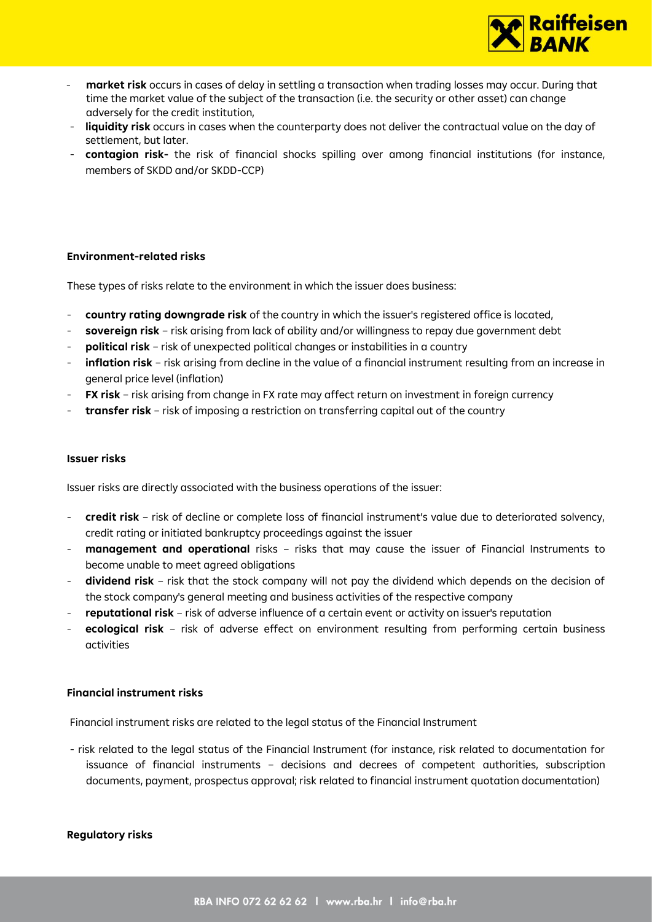- **market risk** occurs in cases of delay in settling a transaction when trading losses may occur. During that time the market value of the subject of the transaction (i.e. the security or other asset) can change adversely for the credit institution,
- **liquidity risk** occurs in cases when the counterparty does not deliver the contractual value on the day of settlement, but later.
- **contagion risk-** the risk of financial shocks spilling over among financial institutions (for instance, members of SKDD and/or SKDD-CCP)

**Environment-related risks**

These types of risks relate to the environment in which the issuer does business:

- **country rating downgrade risk** of the country in which the issuer's registered office is located,
- **sovereign risk** – risk arising from lack of ability and/or willingness to repay due government debt
- **political risk** – risk of unexpected political changes or instabilities in a country
- **inflation risk** – risk arising from decline in the value of a financial instrument resulting from an increase in general price level (inflation)
- **FX risk** – risk arising from change in FX rate may affect return on investment in foreign currency
- **transfer risk** – risk of imposing a restriction on transferring capital out of the country

**Issuer risks**

Issuer risks are directly associated with the business operations of the issuer:

- **credit risk** – risk of decline or complete loss of financial instrument's value due to deteriorated solvency, credit rating or initiated bankruptcy proceedings against the issuer
- **management and operational** risks – risks that may cause the issuer of Financial Instruments to become unable to meet agreed obligations
- **dividend risk** – risk that the stock company will not pay the dividend which depends on the decision of the stock company's general meeting and business activities of the respective company
- **reputational risk** – risk of adverse influence of a certain event or activity on issuer's reputation
- **ecological risk** – risk of adverse effect on environment resulting from performing certain business activities

**Financial instrument risks**

Financial instrument risks are related to the legal status of the Financial Instrument

- risk related to the legal status of the Financial Instrument (for instance, risk related to documentation for issuance of financial instruments – decisions and decrees of competent authorities, subscription documents, payment, prospectus approval; risk related to financial instrument quotation documentation)

**Regulatory risks**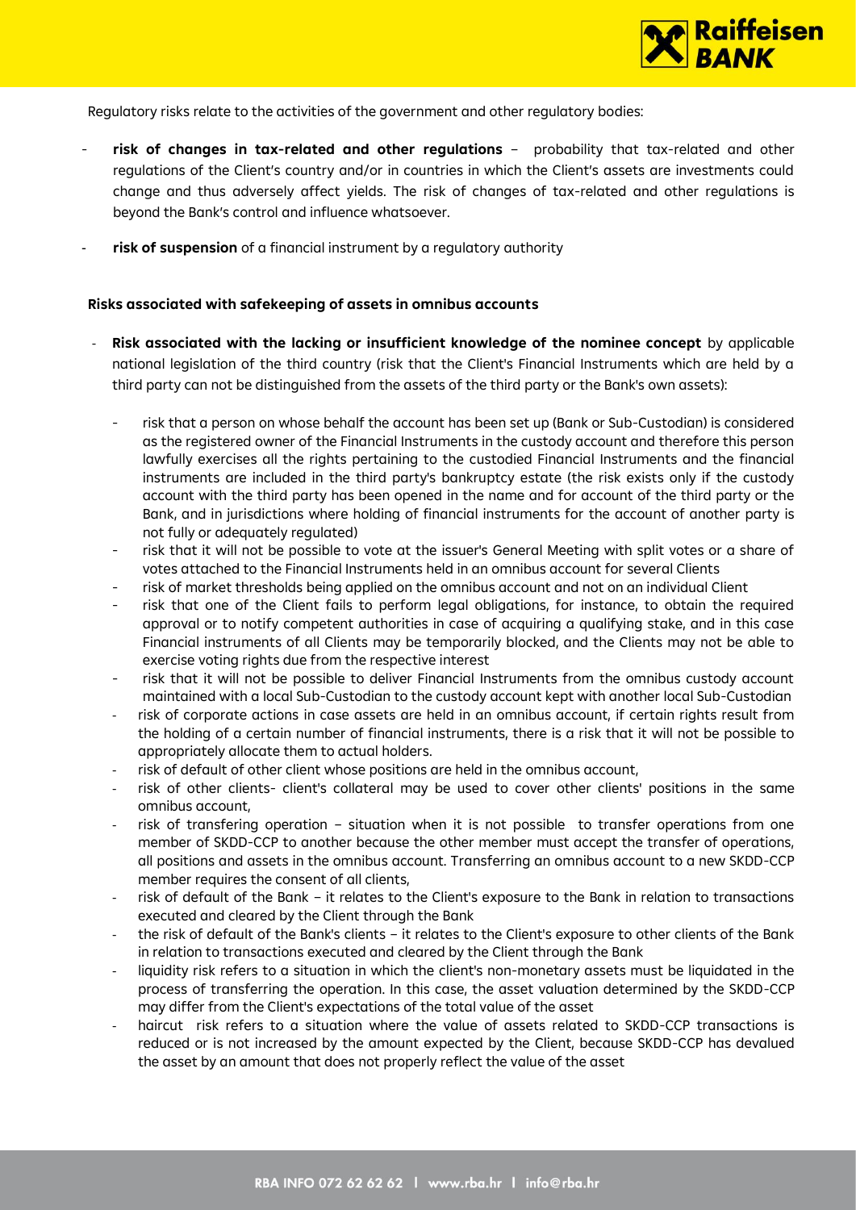Regulatory risks relate to the activities of the government and other regulatory bodies:

- **risk of changes in tax-related and other regulations** – probability that tax-related and other regulations of the Client's country and/or in countries in which the Client's assets are investments could change and thus adversely affect yields. The risk of changes of tax-related and other regulations is beyond the Bank's control and influence whatsoever.
- **risk of suspension** of a financial instrument by a regulatory authority

**Risks associated with safekeeping of assets in omnibus accounts**

- **Risk associated with the lacking or insufficient knowledge of the nominee concept** by applicable national legislation of the third country (risk that the Client's Financial Instruments which are held by a third party can not be distinguished from the assets of the third party or the Bank's own assets):
  - risk that a person on whose behalf the account has been set up (Bank or Sub-Custodian) is considered as the registered owner of the Financial Instruments in the custody account and therefore this person lawfully exercises all the rights pertaining to the custodied Financial Instruments and the financial instruments are included in the third party's bankruptcy estate (the risk exists only if the custody account with the third party has been opened in the name and for account of the third party or the Bank, and in jurisdictions where holding of financial instruments for the account of another party is not fully or adequately regulated)
  - risk that it will not be possible to vote at the issuer's General Meeting with split votes or a share of votes attached to the Financial Instruments held in an omnibus account for several Clients
  - risk of market thresholds being applied on the omnibus account and not on an individual Client
  - risk that one of the Client fails to perform legal obligations, for instance, to obtain the required approval or to notify competent authorities in case of acquiring a qualifying stake, and in this case Financial instruments of all Clients may be temporarily blocked, and the Clients may not be able to exercise voting rights due from the respective interest
  - risk that it will not be possible to deliver Financial Instruments from the omnibus custody account maintained with a local Sub-Custodian to the custody account kept with another local Sub-Custodian
  - risk of corporate actions in case assets are held in an omnibus account, if certain rights result from the holding of a certain number of financial instruments, there is a risk that it will not be possible to appropriately allocate them to actual holders.
  - risk of default of other client whose positions are held in the omnibus account,
  - risk of other clients- client's collateral may be used to cover other clients' positions in the same omnibus account,
  - risk of transfering operation – situation when it is not possible to transfer operations from one member of SKDD-CCP to another because the other member must accept the transfer of operations, all positions and assets in the omnibus account. Transferring an omnibus account to a new SKDD-CCP member requires the consent of all clients,
  - risk of default of the Bank – it relates to the Client's exposure to the Bank in relation to transactions executed and cleared by the Client through the Bank
  - the risk of default of the Bank's clients – it relates to the Client's exposure to other clients of the Bank in relation to transactions executed and cleared by the Client through the Bank
  - liquidity risk refers to a situation in which the client's non-monetary assets must be liquidated in the process of transferring the operation. In this case, the asset valuation determined by the SKDD-CCP may differ from the Client's expectations of the total value of the asset
  - haircut risk refers to a situation where the value of assets related to SKDD-CCP transactions is reduced or is not increased by the amount expected by the Client, because SKDD-CCP has devalued the asset by an amount that does not properly reflect the value of the asset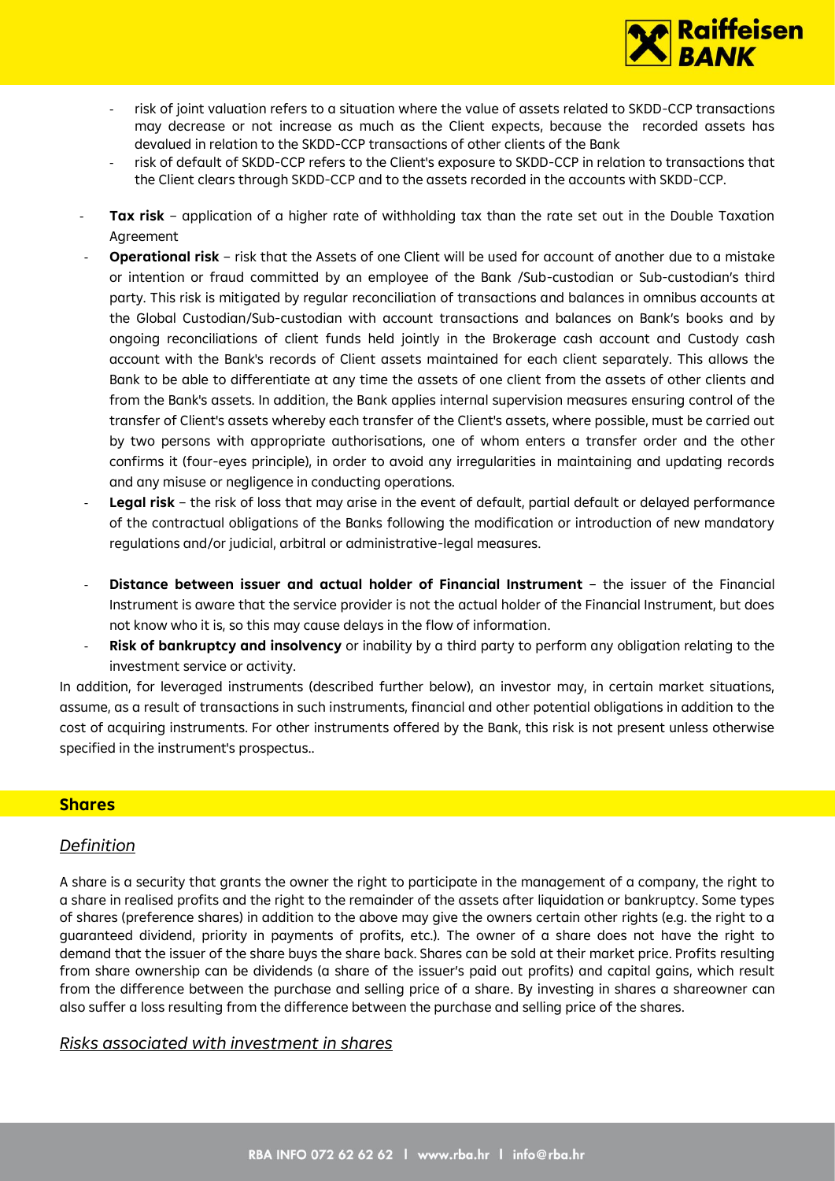- risk of joint valuation refers to a situation where the value of assets related to SKDD-CCP transactions may decrease or not increase as much as the Client expects, because the recorded assets has devalued in relation to the SKDD-CCP transactions of other clients of the Bank
  - risk of default of SKDD-CCP refers to the Client's exposure to SKDD-CCP in relation to transactions that the Client clears through SKDD-CCP and to the assets recorded in the accounts with SKDD-CCP.
- **Tax risk** – application of a higher rate of withholding tax than the rate set out in the Double Taxation Agreement
- **Operational risk** – risk that the Assets of one Client will be used for account of another due to a mistake or intention or fraud committed by an employee of the Bank /Sub-custodian or Sub-custodian's third party. This risk is mitigated by regular reconciliation of transactions and balances in omnibus accounts at the Global Custodian/Sub-custodian with account transactions and balances on Bank's books and by ongoing reconciliations of client funds held jointly in the Brokerage cash account and Custody cash account with the Bank's records of Client assets maintained for each client separately. This allows the Bank to be able to differentiate at any time the assets of one client from the assets of other clients and from the Bank's assets. In addition, the Bank applies internal supervision measures ensuring control of the transfer of Client's assets whereby each transfer of the Client's assets, where possible, must be carried out by two persons with appropriate authorisations, one of whom enters a transfer order and the other confirms it (four-eyes principle), in order to avoid any irregularities in maintaining and updating records and any misuse or negligence in conducting operations.
- **Legal risk** – the risk of loss that may arise in the event of default, partial default or delayed performance of the contractual obligations of the Banks following the modification or introduction of new mandatory regulations and/or judicial, arbitral or administrative-legal measures.
- **Distance between issuer and actual holder of Financial Instrument** – the issuer of the Financial Instrument is aware that the service provider is not the actual holder of the Financial Instrument, but does not know who it is, so this may cause delays in the flow of information.
- **Risk of bankruptcy and insolvency** or inability by a third party to perform any obligation relating to the investment service or activity.

In addition, for leveraged instruments (described further below), an investor may, in certain market situations, assume, as a result of transactions in such instruments, financial and other potential obligations in addition to the cost of acquiring instruments. For other instruments offered by the Bank, this risk is not present unless otherwise specified in the instrument's prospectus..

## Shares

### *Definition*

A share is a security that grants the owner the right to participate in the management of a company, the right to a share in realised profits and the right to the remainder of the assets after liquidation or bankruptcy. Some types of shares (preference shares) in addition to the above may give the owners certain other rights (e.g. the right to a guaranteed dividend, priority in payments of profits, etc.). The owner of a share does not have the right to demand that the issuer of the share buys the share back. Shares can be sold at their market price. Profits resulting from share ownership can be dividends (a share of the issuer's paid out profits) and capital gains, which result from the difference between the purchase and selling price of a share. By investing in shares a shareowner can also suffer a loss resulting from the difference between the purchase and selling price of the shares.

### *Risks associated with investment in shares*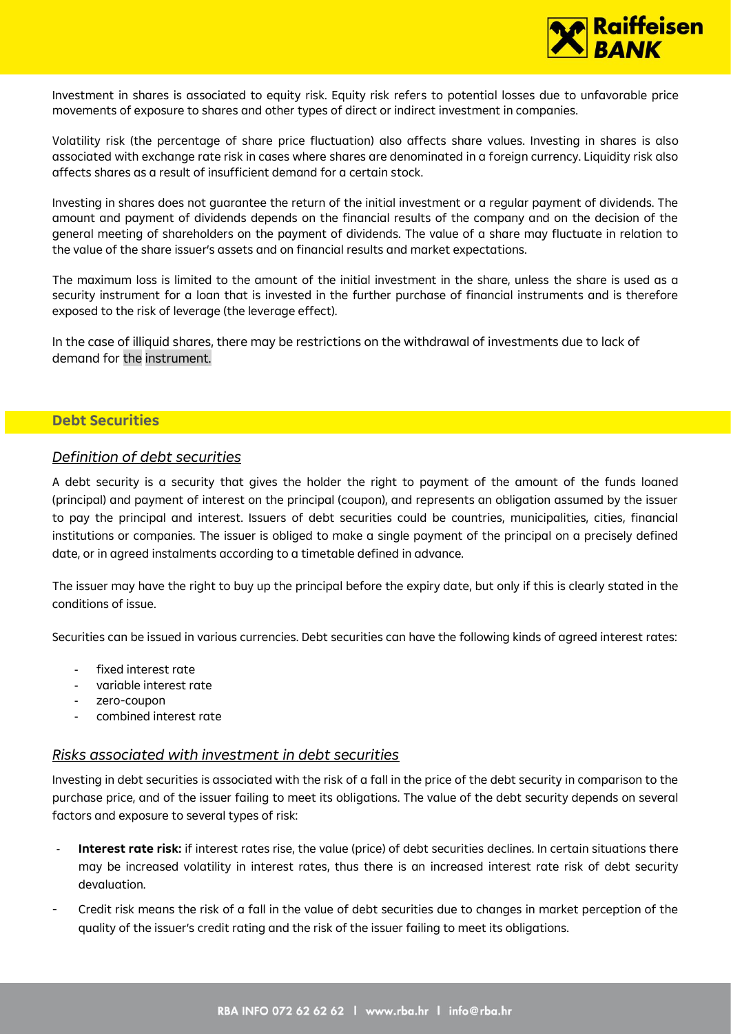Investment in shares is associated to equity risk. Equity risk refers to potential losses due to unfavorable price movements of exposure to shares and other types of direct or indirect investment in companies.

Volatility risk (the percentage of share price fluctuation) also affects share values. Investing in shares is also associated with exchange rate risk in cases where shares are denominated in a foreign currency. Liquidity risk also affects shares as a result of insufficient demand for a certain stock.

Investing in shares does not guarantee the return of the initial investment or a regular payment of dividends. The amount and payment of dividends depends on the financial results of the company and on the decision of the general meeting of shareholders on the payment of dividends. The value of a share may fluctuate in relation to the value of the share issuer's assets and on financial results and market expectations.

The maximum loss is limited to the amount of the initial investment in the share, unless the share is used as a security instrument for a loan that is invested in the further purchase of financial instruments and is therefore exposed to the risk of leverage (the leverage effect).

In the case of illiquid shares, there may be restrictions on the withdrawal of investments due to lack of demand for the instrument.

## Debt Securities

### *Definition of debt securities*

A debt security is a security that gives the holder the right to payment of the amount of the funds loaned (principal) and payment of interest on the principal (coupon), and represents an obligation assumed by the issuer to pay the principal and interest. Issuers of debt securities could be countries, municipalities, cities, financial institutions or companies. The issuer is obliged to make a single payment of the principal on a precisely defined date, or in agreed instalments according to a timetable defined in advance.

The issuer may have the right to buy up the principal before the expiry date, but only if this is clearly stated in the conditions of issue.

Securities can be issued in various currencies. Debt securities can have the following kinds of agreed interest rates:

- fixed interest rate
- variable interest rate
- zero-coupon
- combined interest rate

### *Risks associated with investment in debt securities*

Investing in debt securities is associated with the risk of a fall in the price of the debt security in comparison to the purchase price, and of the issuer failing to meet its obligations. The value of the debt security depends on several factors and exposure to several types of risk:

- **Interest rate risk:** if interest rates rise, the value (price) of debt securities declines. In certain situations there may be increased volatility in interest rates, thus there is an increased interest rate risk of debt security devaluation.
- Credit risk means the risk of a fall in the value of debt securities due to changes in market perception of the quality of the issuer's credit rating and the risk of the issuer failing to meet its obligations.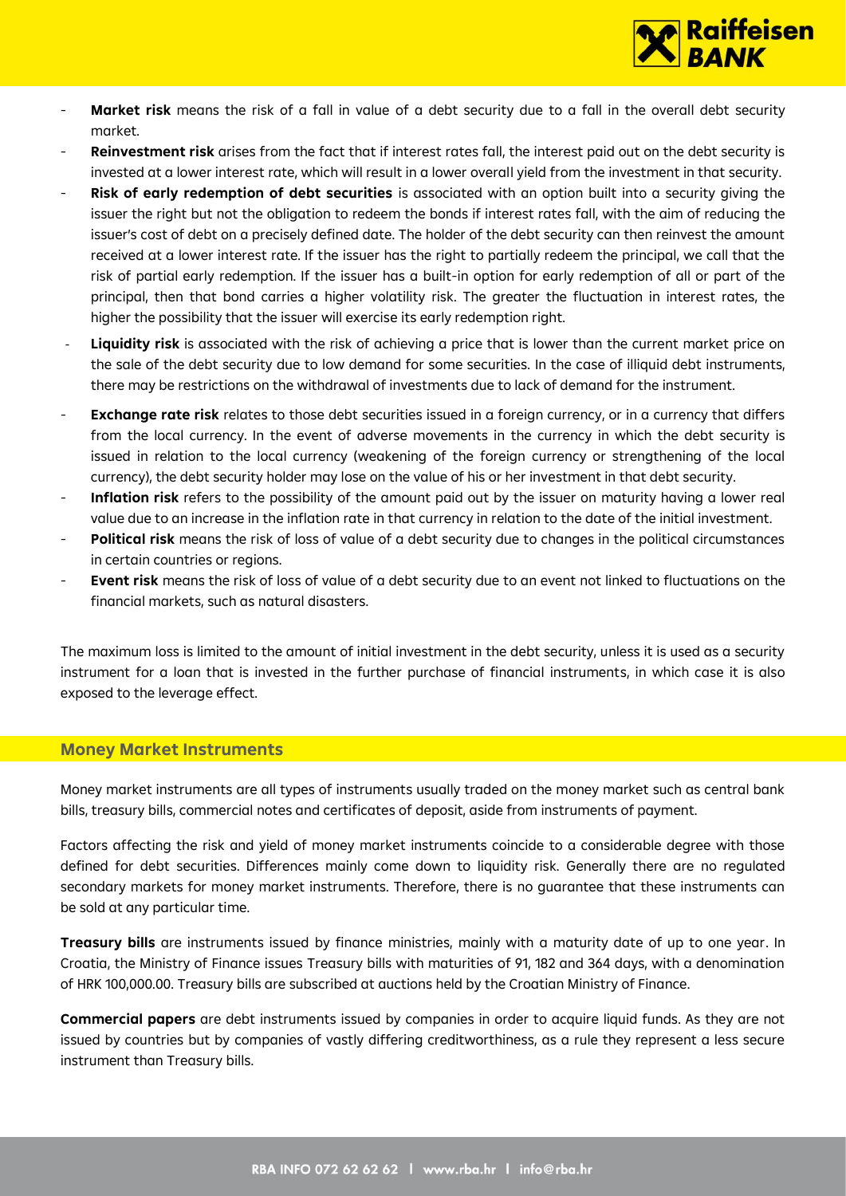- **Market risk** means the risk of a fall in value of a debt security due to a fall in the overall debt security market.
- **Reinvestment risk** arises from the fact that if interest rates fall, the interest paid out on the debt security is invested at a lower interest rate, which will result in a lower overall yield from the investment in that security.
- **Risk of early redemption of debt securities** is associated with an option built into a security giving the issuer the right but not the obligation to redeem the bonds if interest rates fall, with the aim of reducing the issuer's cost of debt on a precisely defined date. The holder of the debt security can then reinvest the amount received at a lower interest rate. If the issuer has the right to partially redeem the principal, we call that the risk of partial early redemption. If the issuer has a built-in option for early redemption of all or part of the principal, then that bond carries a higher volatility risk. The greater the fluctuation in interest rates, the higher the possibility that the issuer will exercise its early redemption right.
- **Liquidity risk** is associated with the risk of achieving a price that is lower than the current market price on the sale of the debt security due to low demand for some securities. In the case of illiquid debt instruments, there may be restrictions on the withdrawal of investments due to lack of demand for the instrument.
- **Exchange rate risk** relates to those debt securities issued in a foreign currency, or in a currency that differs from the local currency. In the event of adverse movements in the currency in which the debt security is issued in relation to the local currency (weakening of the foreign currency or strengthening of the local currency), the debt security holder may lose on the value of his or her investment in that debt security.
- **Inflation risk** refers to the possibility of the amount paid out by the issuer on maturity having a lower real value due to an increase in the inflation rate in that currency in relation to the date of the initial investment.
- **Political risk** means the risk of loss of value of a debt security due to changes in the political circumstances in certain countries or regions.
- **Event risk** means the risk of loss of value of a debt security due to an event not linked to fluctuations on the financial markets, such as natural disasters.

The maximum loss is limited to the amount of initial investment in the debt security, unless it is used as a security instrument for a loan that is invested in the further purchase of financial instruments, in which case it is also exposed to the leverage effect.

## Money Market Instruments

Money market instruments are all types of instruments usually traded on the money market such as central bank bills, treasury bills, commercial notes and certificates of deposit, aside from instruments of payment.

Factors affecting the risk and yield of money market instruments coincide to a considerable degree with those defined for debt securities. Differences mainly come down to liquidity risk. Generally there are no regulated secondary markets for money market instruments. Therefore, there is no guarantee that these instruments can be sold at any particular time.

**Treasury bills** are instruments issued by finance ministries, mainly with a maturity date of up to one year. In Croatia, the Ministry of Finance issues Treasury bills with maturities of 91, 182 and 364 days, with a denomination of HRK 100,000.00. Treasury bills are subscribed at auctions held by the Croatian Ministry of Finance.

**Commercial papers** are debt instruments issued by companies in order to acquire liquid funds. As they are not issued by countries but by companies of vastly differing creditworthiness, as a rule they represent a less secure instrument than Treasury bills.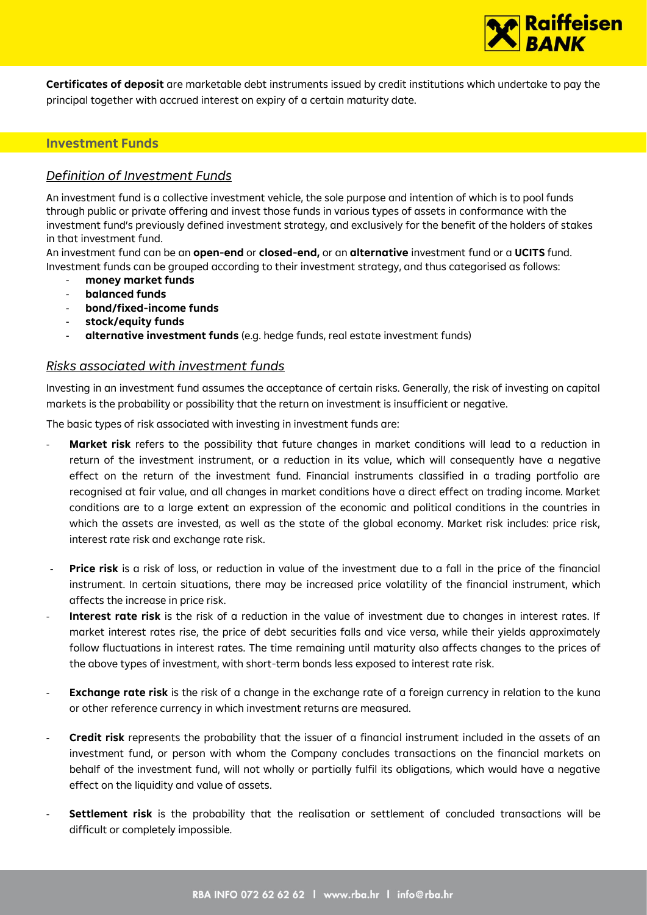**Certificates of deposit** are marketable debt instruments issued by credit institutions which undertake to pay the principal together with accrued interest on expiry of a certain maturity date.

## Investment Funds

### *Definition of Investment Funds*

An investment fund is a collective investment vehicle, the sole purpose and intention of which is to pool funds through public or private offering and invest those funds in various types of assets in conformance with the investment fund's previously defined investment strategy, and exclusively for the benefit of the holders of stakes in that investment fund.

An investment fund can be an **open-end** or **closed-end,** or an **alternative** investment fund or a **UCITS** fund. Investment funds can be grouped according to their investment strategy, and thus categorised as follows:

- **money market funds**
- **balanced funds**
- **bond/fixed-income funds**
- **stock/equity funds**
- **alternative investment funds** (e.g. hedge funds, real estate investment funds)

### *Risks associated with investment funds*

Investing in an investment fund assumes the acceptance of certain risks. Generally, the risk of investing on capital markets is the probability or possibility that the return on investment is insufficient or negative.

The basic types of risk associated with investing in investment funds are:

- **Market risk** refers to the possibility that future changes in market conditions will lead to a reduction in return of the investment instrument, or a reduction in its value, which will consequently have a negative effect on the return of the investment fund. Financial instruments classified in a trading portfolio are recognised at fair value, and all changes in market conditions have a direct effect on trading income. Market conditions are to a large extent an expression of the economic and political conditions in the countries in which the assets are invested, as well as the state of the global economy. Market risk includes: price risk, interest rate risk and exchange rate risk.
- **Price risk** is a risk of loss, or reduction in value of the investment due to a fall in the price of the financial instrument. In certain situations, there may be increased price volatility of the financial instrument, which affects the increase in price risk.
- **Interest rate risk** is the risk of a reduction in the value of investment due to changes in interest rates. If market interest rates rise, the price of debt securities falls and vice versa, while their yields approximately follow fluctuations in interest rates. The time remaining until maturity also affects changes to the prices of the above types of investment, with short-term bonds less exposed to interest rate risk.
- **Exchange rate risk** is the risk of a change in the exchange rate of a foreign currency in relation to the kuna or other reference currency in which investment returns are measured.
- **Credit risk** represents the probability that the issuer of a financial instrument included in the assets of an investment fund, or person with whom the Company concludes transactions on the financial markets on behalf of the investment fund, will not wholly or partially fulfil its obligations, which would have a negative effect on the liquidity and value of assets.
- **Settlement risk** is the probability that the realisation or settlement of concluded transactions will be difficult or completely impossible.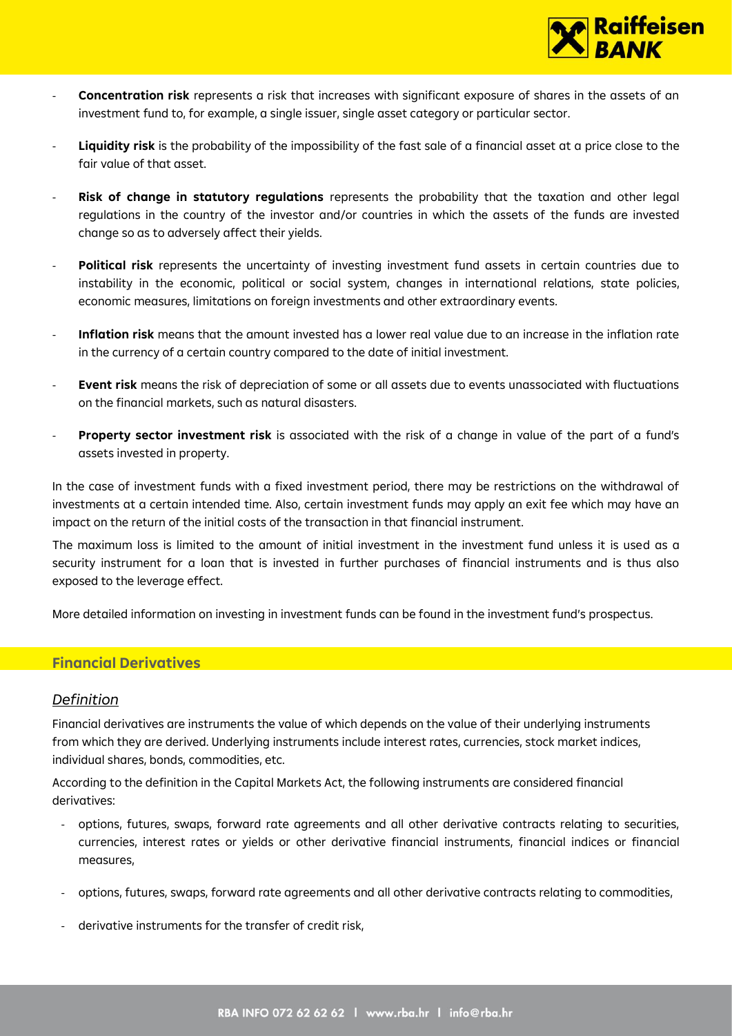- **Concentration risk** represents a risk that increases with significant exposure of shares in the assets of an investment fund to, for example, a single issuer, single asset category or particular sector.
- **Liquidity risk** is the probability of the impossibility of the fast sale of a financial asset at a price close to the fair value of that asset.
- **Risk of change in statutory regulations** represents the probability that the taxation and other legal regulations in the country of the investor and/or countries in which the assets of the funds are invested change so as to adversely affect their yields.
- **Political risk** represents the uncertainty of investing investment fund assets in certain countries due to instability in the economic, political or social system, changes in international relations, state policies, economic measures, limitations on foreign investments and other extraordinary events.
- **Inflation risk** means that the amount invested has a lower real value due to an increase in the inflation rate in the currency of a certain country compared to the date of initial investment.
- **Event risk** means the risk of depreciation of some or all assets due to events unassociated with fluctuations on the financial markets, such as natural disasters.
- **Property sector investment risk** is associated with the risk of a change in value of the part of a fund's assets invested in property.

In the case of investment funds with a fixed investment period, there may be restrictions on the withdrawal of investments at a certain intended time. Also, certain investment funds may apply an exit fee which may have an impact on the return of the initial costs of the transaction in that financial instrument.

The maximum loss is limited to the amount of initial investment in the investment fund unless it is used as a security instrument for a loan that is invested in further purchases of financial instruments and is thus also exposed to the leverage effect.

More detailed information on investing in investment funds can be found in the investment fund's prospectus.

## Financial Derivatives

### *Definition*

Financial derivatives are instruments the value of which depends on the value of their underlying instruments from which they are derived. Underlying instruments include interest rates, currencies, stock market indices, individual shares, bonds, commodities, etc.

According to the definition in the Capital Markets Act, the following instruments are considered financial derivatives:

- options, futures, swaps, forward rate agreements and all other derivative contracts relating to securities, currencies, interest rates or yields or other derivative financial instruments, financial indices or financial measures,
- options, futures, swaps, forward rate agreements and all other derivative contracts relating to commodities,
- derivative instruments for the transfer of credit risk,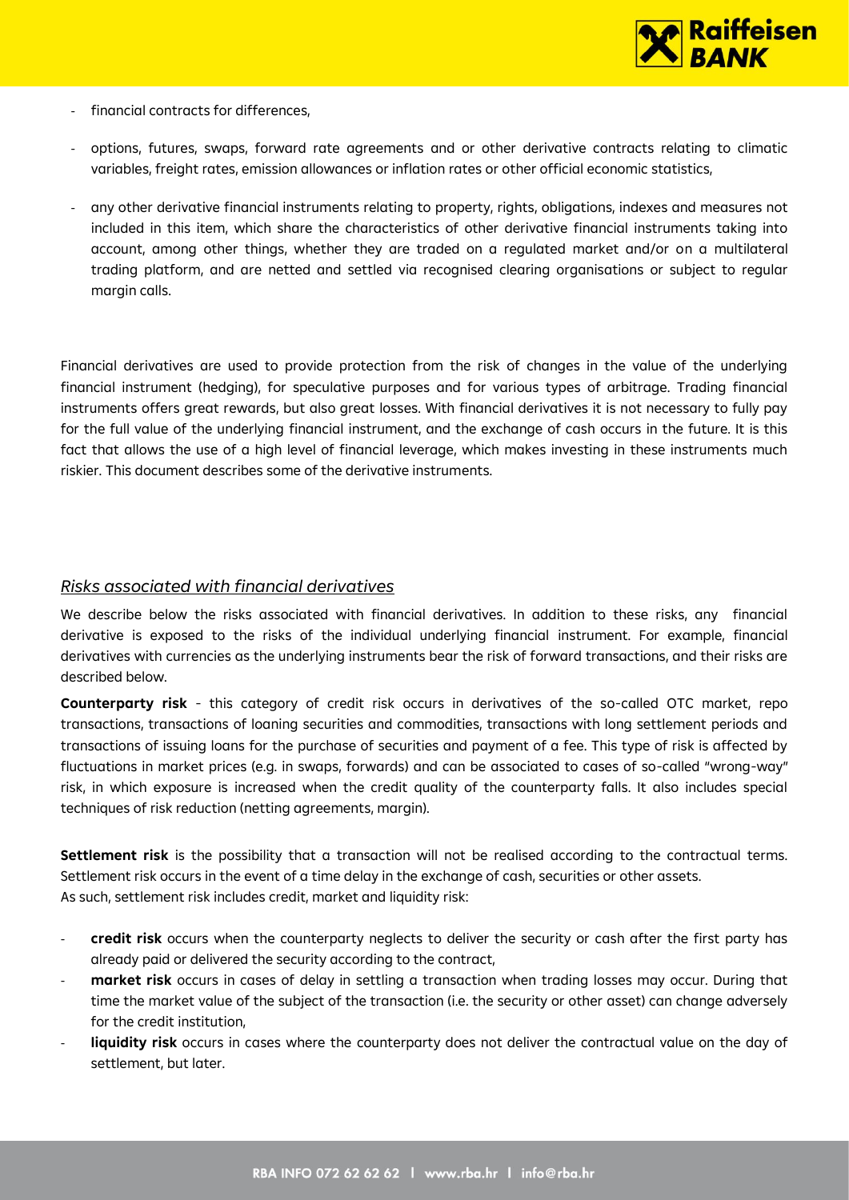- financial contracts for differences,
- options, futures, swaps, forward rate agreements and or other derivative contracts relating to climatic variables, freight rates, emission allowances or inflation rates or other official economic statistics,
- any other derivative financial instruments relating to property, rights, obligations, indexes and measures not included in this item, which share the characteristics of other derivative financial instruments taking into account, among other things, whether they are traded on a regulated market and/or on a multilateral trading platform, and are netted and settled via recognised clearing organisations or subject to regular margin calls.

Financial derivatives are used to provide protection from the risk of changes in the value of the underlying financial instrument (hedging), for speculative purposes and for various types of arbitrage. Trading financial instruments offers great rewards, but also great losses. With financial derivatives it is not necessary to fully pay for the full value of the underlying financial instrument, and the exchange of cash occurs in the future. It is this fact that allows the use of a high level of financial leverage, which makes investing in these instruments much riskier. This document describes some of the derivative instruments.

## *Risks associated with financial derivatives*

We describe below the risks associated with financial derivatives. In addition to these risks, any financial derivative is exposed to the risks of the individual underlying financial instrument. For example, financial derivatives with currencies as the underlying instruments bear the risk of forward transactions, and their risks are described below.

**Counterparty risk** - this category of credit risk occurs in derivatives of the so-called OTC market, repo transactions, transactions of loaning securities and commodities, transactions with long settlement periods and transactions of issuing loans for the purchase of securities and payment of a fee. This type of risk is affected by fluctuations in market prices (e.g. in swaps, forwards) and can be associated to cases of so-called "wrong-way" risk, in which exposure is increased when the credit quality of the counterparty falls. It also includes special techniques of risk reduction (netting agreements, margin).

**Settlement risk** is the possibility that a transaction will not be realised according to the contractual terms. Settlement risk occurs in the event of a time delay in the exchange of cash, securities or other assets. As such, settlement risk includes credit, market and liquidity risk:

- **credit risk** occurs when the counterparty neglects to deliver the security or cash after the first party has already paid or delivered the security according to the contract,
- **market risk** occurs in cases of delay in settling a transaction when trading losses may occur. During that time the market value of the subject of the transaction (i.e. the security or other asset) can change adversely for the credit institution,
- **liquidity risk** occurs in cases where the counterparty does not deliver the contractual value on the day of settlement, but later.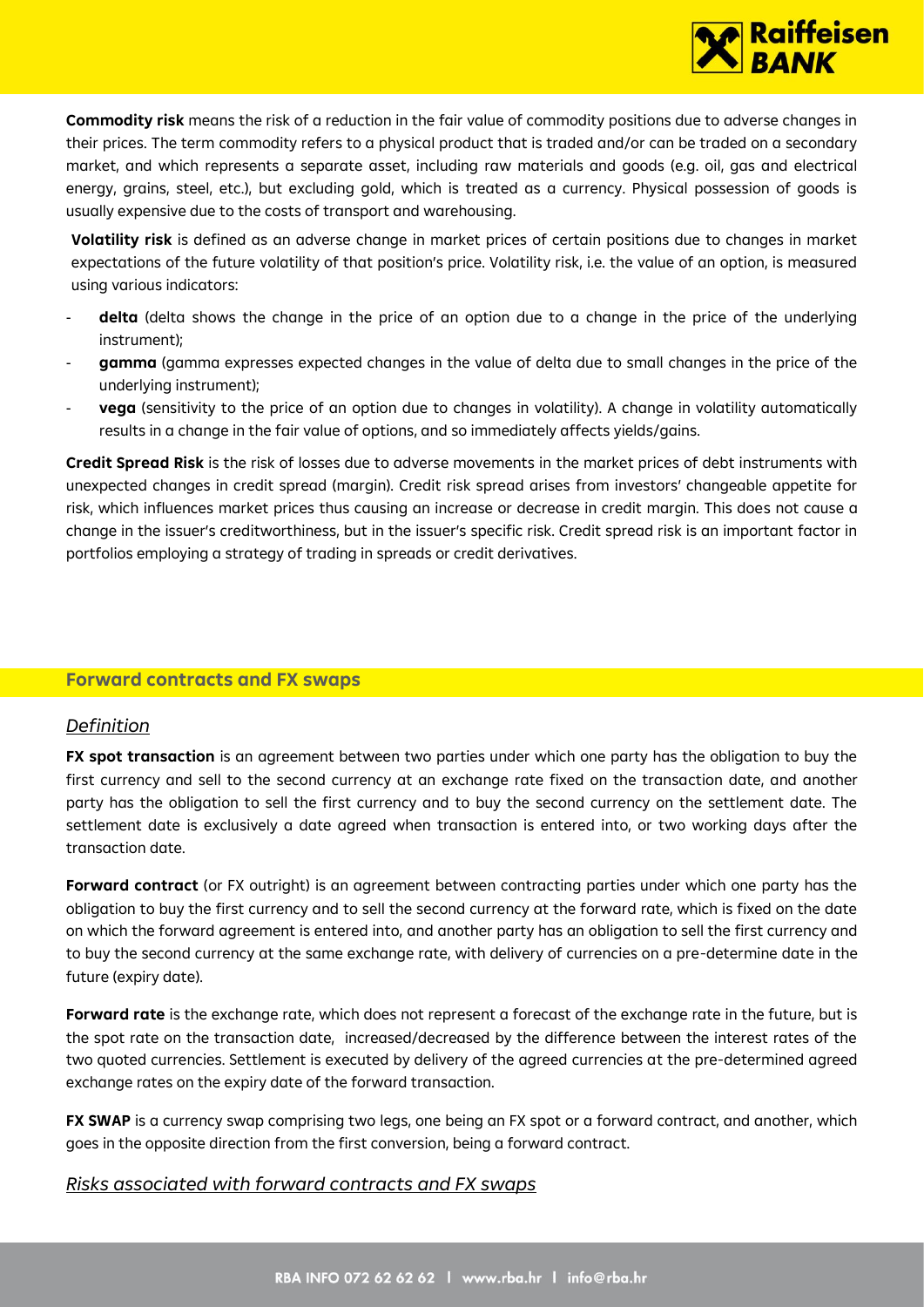**Commodity risk** means the risk of a reduction in the fair value of commodity positions due to adverse changes in their prices. The term commodity refers to a physical product that is traded and/or can be traded on a secondary market, and which represents a separate asset, including raw materials and goods (e.g. oil, gas and electrical energy, grains, steel, etc.), but excluding gold, which is treated as a currency. Physical possession of goods is usually expensive due to the costs of transport and warehousing.

**Volatility risk** is defined as an adverse change in market prices of certain positions due to changes in market expectations of the future volatility of that position's price. Volatility risk, i.e. the value of an option, is measured using various indicators:

- **delta** (delta shows the change in the price of an option due to a change in the price of the underlying instrument);
- **gamma** (gamma expresses expected changes in the value of delta due to small changes in the price of the underlying instrument);
- **vega** (sensitivity to the price of an option due to changes in volatility). A change in volatility automatically results in a change in the fair value of options, and so immediately affects yields/gains.

**Credit Spread Risk** is the risk of losses due to adverse movements in the market prices of debt instruments with unexpected changes in credit spread (margin). Credit risk spread arises from investors' changeable appetite for risk, which influences market prices thus causing an increase or decrease in credit margin. This does not cause a change in the issuer's creditworthiness, but in the issuer's specific risk. Credit spread risk is an important factor in portfolios employing a strategy of trading in spreads or credit derivatives.

## Forward contracts and FX swaps

### *Definition*

**FX spot transaction** is an agreement between two parties under which one party has the obligation to buy the first currency and sell to the second currency at an exchange rate fixed on the transaction date, and another party has the obligation to sell the first currency and to buy the second currency on the settlement date. The settlement date is exclusively a date agreed when transaction is entered into, or two working days after the transaction date.

**Forward contract** (or FX outright) is an agreement between contracting parties under which one party has the obligation to buy the first currency and to sell the second currency at the forward rate, which is fixed on the date on which the forward agreement is entered into, and another party has an obligation to sell the first currency and to buy the second currency at the same exchange rate, with delivery of currencies on a pre-determine date in the future (expiry date).

**Forward rate** is the exchange rate, which does not represent a forecast of the exchange rate in the future, but is the spot rate on the transaction date, increased/decreased by the difference between the interest rates of the two quoted currencies. Settlement is executed by delivery of the agreed currencies at the pre-determined agreed exchange rates on the expiry date of the forward transaction.

**FX SWAP** is a currency swap comprising two legs, one being an FX spot or a forward contract, and another, which goes in the opposite direction from the first conversion, being a forward contract.

### *Risks associated with forward contracts and FX swaps*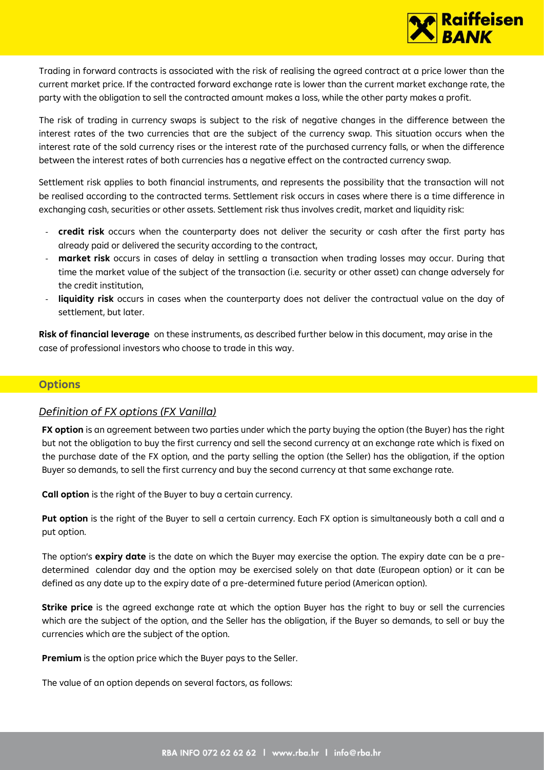Trading in forward contracts is associated with the risk of realising the agreed contract at a price lower than the current market price. If the contracted forward exchange rate is lower than the current market exchange rate, the party with the obligation to sell the contracted amount makes a loss, while the other party makes a profit.

The risk of trading in currency swaps is subject to the risk of negative changes in the difference between the interest rates of the two currencies that are the subject of the currency swap. This situation occurs when the interest rate of the sold currency rises or the interest rate of the purchased currency falls, or when the difference between the interest rates of both currencies has a negative effect on the contracted currency swap.

Settlement risk applies to both financial instruments, and represents the possibility that the transaction will not be realised according to the contracted terms. Settlement risk occurs in cases where there is a time difference in exchanging cash, securities or other assets. Settlement risk thus involves credit, market and liquidity risk:

- **credit risk** occurs when the counterparty does not deliver the security or cash after the first party has already paid or delivered the security according to the contract,
- **market risk** occurs in cases of delay in settling a transaction when trading losses may occur. During that time the market value of the subject of the transaction (i.e. security or other asset) can change adversely for the credit institution,
- **liquidity risk** occurs in cases when the counterparty does not deliver the contractual value on the day of settlement, but later.

**Risk of financial leverage** on these instruments, as described further below in this document, may arise in the case of professional investors who choose to trade in this way.

## Options

### *Definition of FX options (FX Vanilla)*

**FX option** is an agreement between two parties under which the party buying the option (the Buyer) has the right but not the obligation to buy the first currency and sell the second currency at an exchange rate which is fixed on the purchase date of the FX option, and the party selling the option (the Seller) has the obligation, if the option Buyer so demands, to sell the first currency and buy the second currency at that same exchange rate.

**Call option** is the right of the Buyer to buy a certain currency.

**Put option** is the right of the Buyer to sell a certain currency. Each FX option is simultaneously both a call and a put option.

The option's **expiry date** is the date on which the Buyer may exercise the option. The expiry date can be a pre-determined calendar day and the option may be exercised solely on that date (European option) or it can be defined as any date up to the expiry date of a pre-determined future period (American option).

**Strike price** is the agreed exchange rate at which the option Buyer has the right to buy or sell the currencies which are the subject of the option, and the Seller has the obligation, if the Buyer so demands, to sell or buy the currencies which are the subject of the option.

**Premium** is the option price which the Buyer pays to the Seller.

The value of an option depends on several factors, as follows: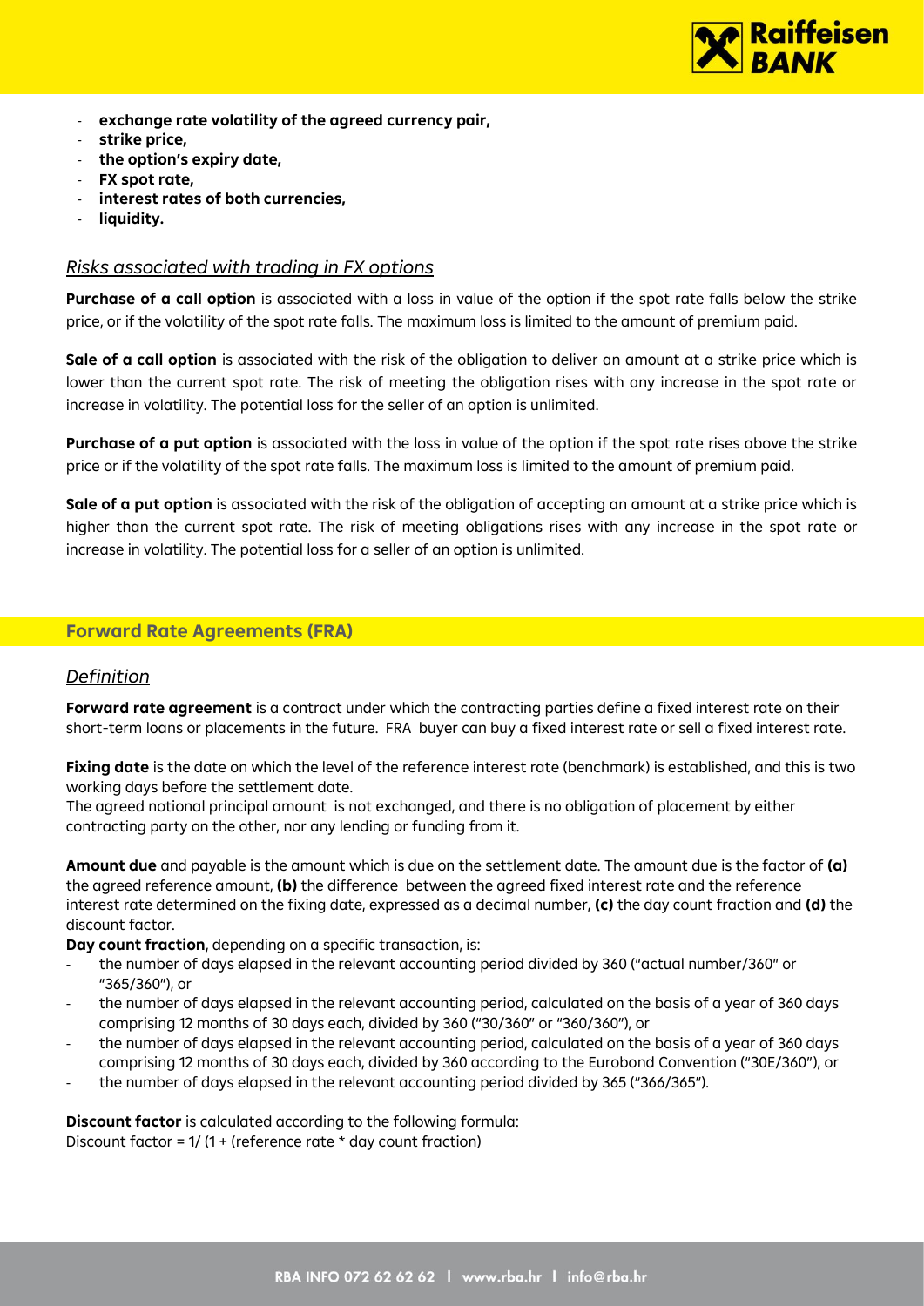- **exchange rate volatility of the agreed currency pair,**
- **strike price,**
- **the option's expiry date,**
- **FX spot rate,**
- **interest rates of both currencies,**
- **liquidity.**

### *Risks associated with trading in FX options*

**Purchase of a call option** is associated with a loss in value of the option if the spot rate falls below the strike price, or if the volatility of the spot rate falls. The maximum loss is limited to the amount of premium paid.

**Sale of a call option** is associated with the risk of the obligation to deliver an amount at a strike price which is lower than the current spot rate. The risk of meeting the obligation rises with any increase in the spot rate or increase in volatility. The potential loss for the seller of an option is unlimited.

**Purchase of a put option** is associated with the loss in value of the option if the spot rate rises above the strike price or if the volatility of the spot rate falls. The maximum loss is limited to the amount of premium paid.

**Sale of a put option** is associated with the risk of the obligation of accepting an amount at a strike price which is higher than the current spot rate. The risk of meeting obligations rises with any increase in the spot rate or increase in volatility. The potential loss for a seller of an option is unlimited.

## Forward Rate Agreements (FRA)

### *Definition*

**Forward rate agreement** is a contract under which the contracting parties define a fixed interest rate on their short-term loans or placements in the future. FRA buyer can buy a fixed interest rate or sell a fixed interest rate.

**Fixing date** is the date on which the level of the reference interest rate (benchmark) is established, and this is two working days before the settlement date.
The agreed notional principal amount is not exchanged, and there is no obligation of placement by either contracting party on the other, nor any lending or funding from it.

**Amount due** and payable is the amount which is due on the settlement date. The amount due is the factor of **(a)** the agreed reference amount, **(b)** the difference between the agreed fixed interest rate and the reference interest rate determined on the fixing date, expressed as a decimal number, **(c)** the day count fraction and **(d)** the discount factor.
**Day count fraction**, depending on a specific transaction, is:
- the number of days elapsed in the relevant accounting period divided by 360 ("actual number/360" or "365/360"), or
- the number of days elapsed in the relevant accounting period, calculated on the basis of a year of 360 days comprising 12 months of 30 days each, divided by 360 ("30/360" or "360/360"), or
- the number of days elapsed in the relevant accounting period, calculated on the basis of a year of 360 days comprising 12 months of 30 days each, divided by 360 according to the Eurobond Convention ("30E/360"), or
- the number of days elapsed in the relevant accounting period divided by 365 ("366/365").

**Discount factor** is calculated according to the following formula:
Discount factor = 1/ (1 + (reference rate * day count fraction)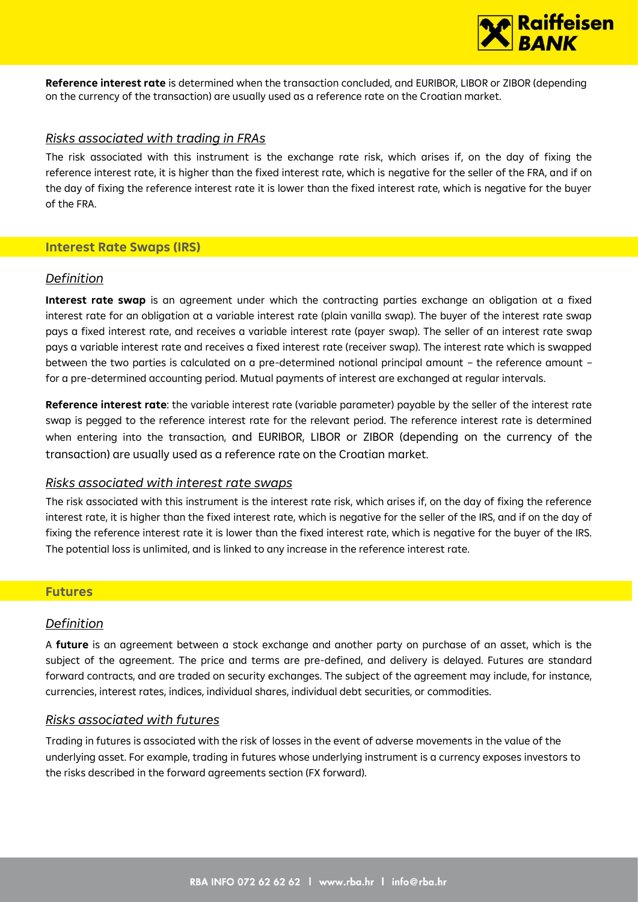**Reference interest rate** is determined when the transaction concluded, and EURIBOR, LIBOR or ZIBOR (depending on the currency of the transaction) are usually used as a reference rate on the Croatian market.

### *Risks associated with trading in FRAs*

The risk associated with this instrument is the exchange rate risk, which arises if, on the day of fixing the reference interest rate, it is higher than the fixed interest rate, which is negative for the seller of the FRA, and if on the day of fixing the reference interest rate it is lower than the fixed interest rate, which is negative for the buyer of the FRA.

## Interest Rate Swaps (IRS)

### *Definition*

**Interest rate swap** is an agreement under which the contracting parties exchange an obligation at a fixed interest rate for an obligation at a variable interest rate (plain vanilla swap). The buyer of the interest rate swap pays a fixed interest rate, and receives a variable interest rate (payer swap). The seller of an interest rate swap pays a variable interest rate and receives a fixed interest rate (receiver swap). The interest rate which is swapped between the two parties is calculated on a pre-determined notional principal amount – the reference amount – for a pre-determined accounting period. Mutual payments of interest are exchanged at regular intervals.

**Reference interest rate**: the variable interest rate (variable parameter) payable by the seller of the interest rate swap is pegged to the reference interest rate for the relevant period. The reference interest rate is determined when entering into the transaction, and EURIBOR, LIBOR or ZIBOR (depending on the currency of the transaction) are usually used as a reference rate on the Croatian market.

### *Risks associated with interest rate swaps*

The risk associated with this instrument is the interest rate risk, which arises if, on the day of fixing the reference interest rate, it is higher than the fixed interest rate, which is negative for the seller of the IRS, and if on the day of fixing the reference interest rate it is lower than the fixed interest rate, which is negative for the buyer of the IRS. The potential loss is unlimited, and is linked to any increase in the reference interest rate.

## Futures

### *Definition*

A **future** is an agreement between a stock exchange and another party on purchase of an asset, which is the subject of the agreement. The price and terms are pre-defined, and delivery is delayed. Futures are standard forward contracts, and are traded on security exchanges. The subject of the agreement may include, for instance, currencies, interest rates, indices, individual shares, individual debt securities, or commodities.

### *Risks associated with futures*

Trading in futures is associated with the risk of losses in the event of adverse movements in the value of the underlying asset. For example, trading in futures whose underlying instrument is a currency exposes investors to the risks described in the forward agreements section (FX forward).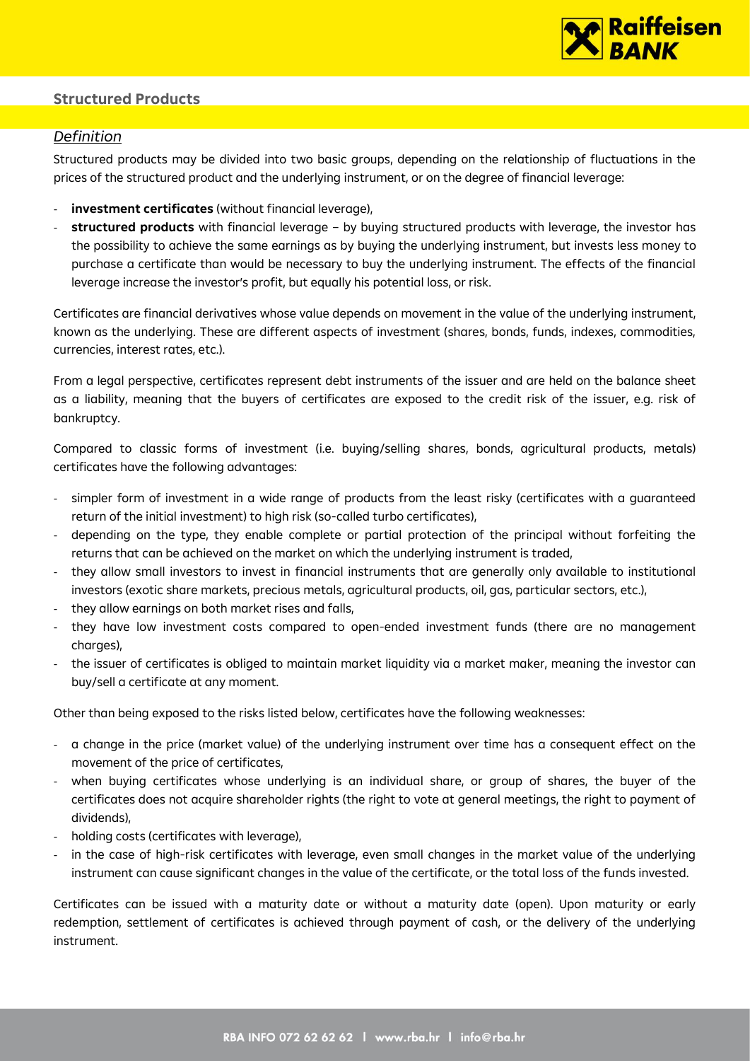## Structured Products

### *Definition*

Structured products may be divided into two basic groups, depending on the relationship of fluctuations in the prices of the structured product and the underlying instrument, or on the degree of financial leverage:

- **investment certificates** (without financial leverage),
- **structured products** with financial leverage – by buying structured products with leverage, the investor has the possibility to achieve the same earnings as by buying the underlying instrument, but invests less money to purchase a certificate than would be necessary to buy the underlying instrument. The effects of the financial leverage increase the investor's profit, but equally his potential loss, or risk.

Certificates are financial derivatives whose value depends on movement in the value of the underlying instrument, known as the underlying. These are different aspects of investment (shares, bonds, funds, indexes, commodities, currencies, interest rates, etc.).

From a legal perspective, certificates represent debt instruments of the issuer and are held on the balance sheet as a liability, meaning that the buyers of certificates are exposed to the credit risk of the issuer, e.g. risk of bankruptcy.

Compared to classic forms of investment (i.e. buying/selling shares, bonds, agricultural products, metals) certificates have the following advantages:

- simpler form of investment in a wide range of products from the least risky (certificates with a guaranteed return of the initial investment) to high risk (so-called turbo certificates),
- depending on the type, they enable complete or partial protection of the principal without forfeiting the returns that can be achieved on the market on which the underlying instrument is traded,
- they allow small investors to invest in financial instruments that are generally only available to institutional investors (exotic share markets, precious metals, agricultural products, oil, gas, particular sectors, etc.),
- they allow earnings on both market rises and falls,
- they have low investment costs compared to open-ended investment funds (there are no management charges),
- the issuer of certificates is obliged to maintain market liquidity via a market maker, meaning the investor can buy/sell a certificate at any moment.

Other than being exposed to the risks listed below, certificates have the following weaknesses:

- a change in the price (market value) of the underlying instrument over time has a consequent effect on the movement of the price of certificates,
- when buying certificates whose underlying is an individual share, or group of shares, the buyer of the certificates does not acquire shareholder rights (the right to vote at general meetings, the right to payment of dividends),
- holding costs (certificates with leverage),
- in the case of high-risk certificates with leverage, even small changes in the market value of the underlying instrument can cause significant changes in the value of the certificate, or the total loss of the funds invested.

Certificates can be issued with a maturity date or without a maturity date (open). Upon maturity or early redemption, settlement of certificates is achieved through payment of cash, or the delivery of the underlying instrument.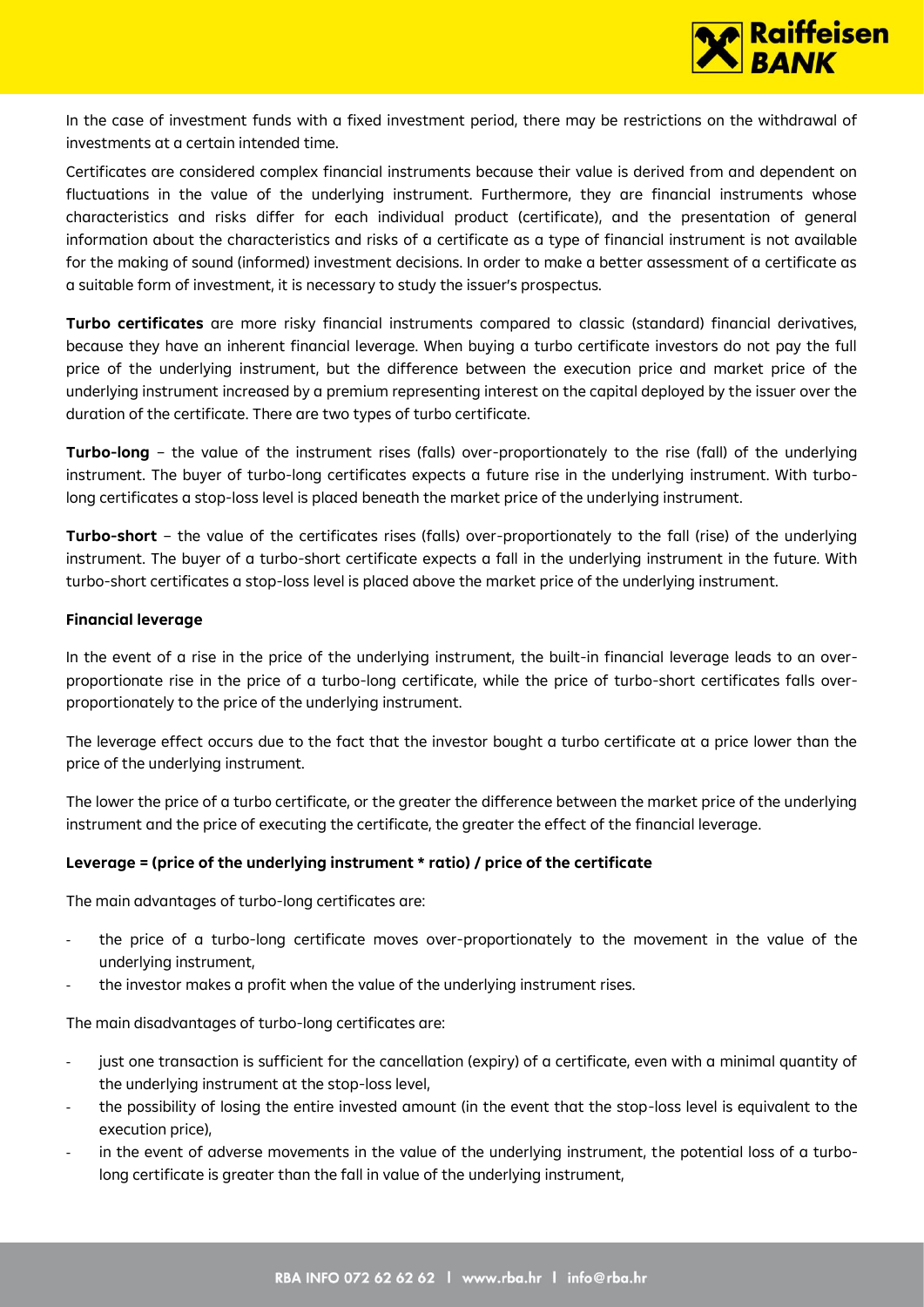In the case of investment funds with a fixed investment period, there may be restrictions on the withdrawal of investments at a certain intended time.

Certificates are considered complex financial instruments because their value is derived from and dependent on fluctuations in the value of the underlying instrument. Furthermore, they are financial instruments whose characteristics and risks differ for each individual product (certificate), and the presentation of general information about the characteristics and risks of a certificate as a type of financial instrument is not available for the making of sound (informed) investment decisions. In order to make a better assessment of a certificate as a suitable form of investment, it is necessary to study the issuer's prospectus.

**Turbo certificates** are more risky financial instruments compared to classic (standard) financial derivatives, because they have an inherent financial leverage. When buying a turbo certificate investors do not pay the full price of the underlying instrument, but the difference between the execution price and market price of the underlying instrument increased by a premium representing interest on the capital deployed by the issuer over the duration of the certificate. There are two types of turbo certificate.

**Turbo-long** – the value of the instrument rises (falls) over-proportionately to the rise (fall) of the underlying instrument. The buyer of turbo-long certificates expects a future rise in the underlying instrument. With turbo-long certificates a stop-loss level is placed beneath the market price of the underlying instrument.

**Turbo-short** – the value of the certificates rises (falls) over-proportionately to the fall (rise) of the underlying instrument. The buyer of a turbo-short certificate expects a fall in the underlying instrument in the future. With turbo-short certificates a stop-loss level is placed above the market price of the underlying instrument.

**Financial leverage**

In the event of a rise in the price of the underlying instrument, the built-in financial leverage leads to an over-proportionate rise in the price of a turbo-long certificate, while the price of turbo-short certificates falls over-proportionately to the price of the underlying instrument.

The leverage effect occurs due to the fact that the investor bought a turbo certificate at a price lower than the price of the underlying instrument.

The lower the price of a turbo certificate, or the greater the difference between the market price of the underlying instrument and the price of executing the certificate, the greater the effect of the financial leverage.

**Leverage = (price of the underlying instrument * ratio) / price of the certificate**

The main advantages of turbo-long certificates are:

- the price of a turbo-long certificate moves over-proportionately to the movement in the value of the underlying instrument,
- the investor makes a profit when the value of the underlying instrument rises.

The main disadvantages of turbo-long certificates are:

- just one transaction is sufficient for the cancellation (expiry) of a certificate, even with a minimal quantity of the underlying instrument at the stop-loss level,
- the possibility of losing the entire invested amount (in the event that the stop-loss level is equivalent to the execution price),
- in the event of adverse movements in the value of the underlying instrument, the potential loss of a turbo-long certificate is greater than the fall in value of the underlying instrument,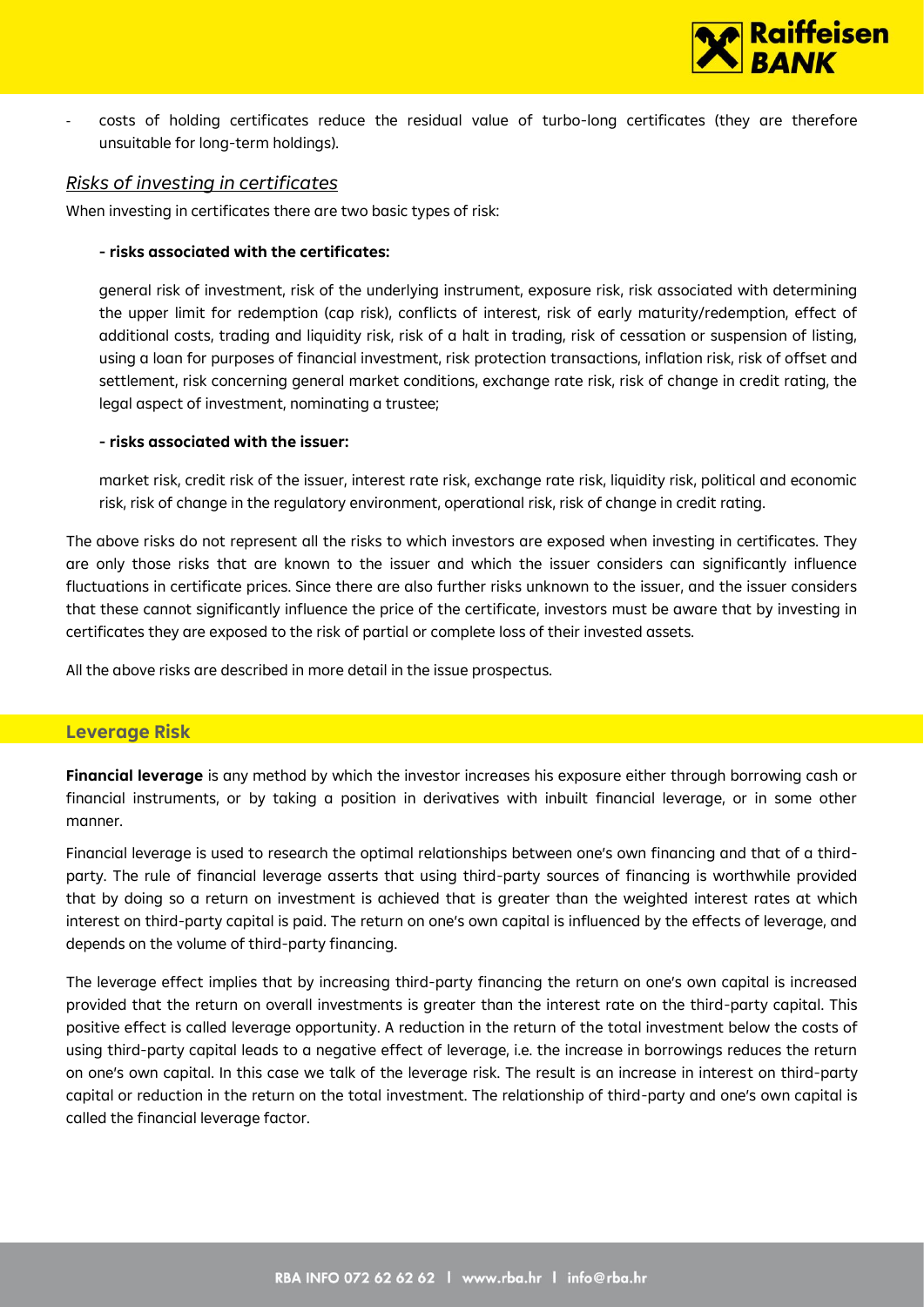- costs of holding certificates reduce the residual value of turbo-long certificates (they are therefore unsuitable for long-term holdings).

### *Risks of investing in certificates*

When investing in certificates there are two basic types of risk:

**- risks associated with the certificates:**

general risk of investment, risk of the underlying instrument, exposure risk, risk associated with determining the upper limit for redemption (cap risk), conflicts of interest, risk of early maturity/redemption, effect of additional costs, trading and liquidity risk, risk of a halt in trading, risk of cessation or suspension of listing, using a loan for purposes of financial investment, risk protection transactions, inflation risk, risk of offset and settlement, risk concerning general market conditions, exchange rate risk, risk of change in credit rating, the legal aspect of investment, nominating a trustee;

**- risks associated with the issuer:**

market risk, credit risk of the issuer, interest rate risk, exchange rate risk, liquidity risk, political and economic risk, risk of change in the regulatory environment, operational risk, risk of change in credit rating.

The above risks do not represent all the risks to which investors are exposed when investing in certificates. They are only those risks that are known to the issuer and which the issuer considers can significantly influence fluctuations in certificate prices. Since there are also further risks unknown to the issuer, and the issuer considers that these cannot significantly influence the price of the certificate, investors must be aware that by investing in certificates they are exposed to the risk of partial or complete loss of their invested assets.

All the above risks are described in more detail in the issue prospectus.

## Leverage Risk

**Financial leverage** is any method by which the investor increases his exposure either through borrowing cash or financial instruments, or by taking a position in derivatives with inbuilt financial leverage, or in some other manner.

Financial leverage is used to research the optimal relationships between one's own financing and that of a third-party. The rule of financial leverage asserts that using third-party sources of financing is worthwhile provided that by doing so a return on investment is achieved that is greater than the weighted interest rates at which interest on third-party capital is paid. The return on one's own capital is influenced by the effects of leverage, and depends on the volume of third-party financing.

The leverage effect implies that by increasing third-party financing the return on one's own capital is increased provided that the return on overall investments is greater than the interest rate on the third-party capital. This positive effect is called leverage opportunity. A reduction in the return of the total investment below the costs of using third-party capital leads to a negative effect of leverage, i.e. the increase in borrowings reduces the return on one's own capital. In this case we talk of the leverage risk. The result is an increase in interest on third-party capital or reduction in the return on the total investment. The relationship of third-party and one's own capital is called the financial leverage factor.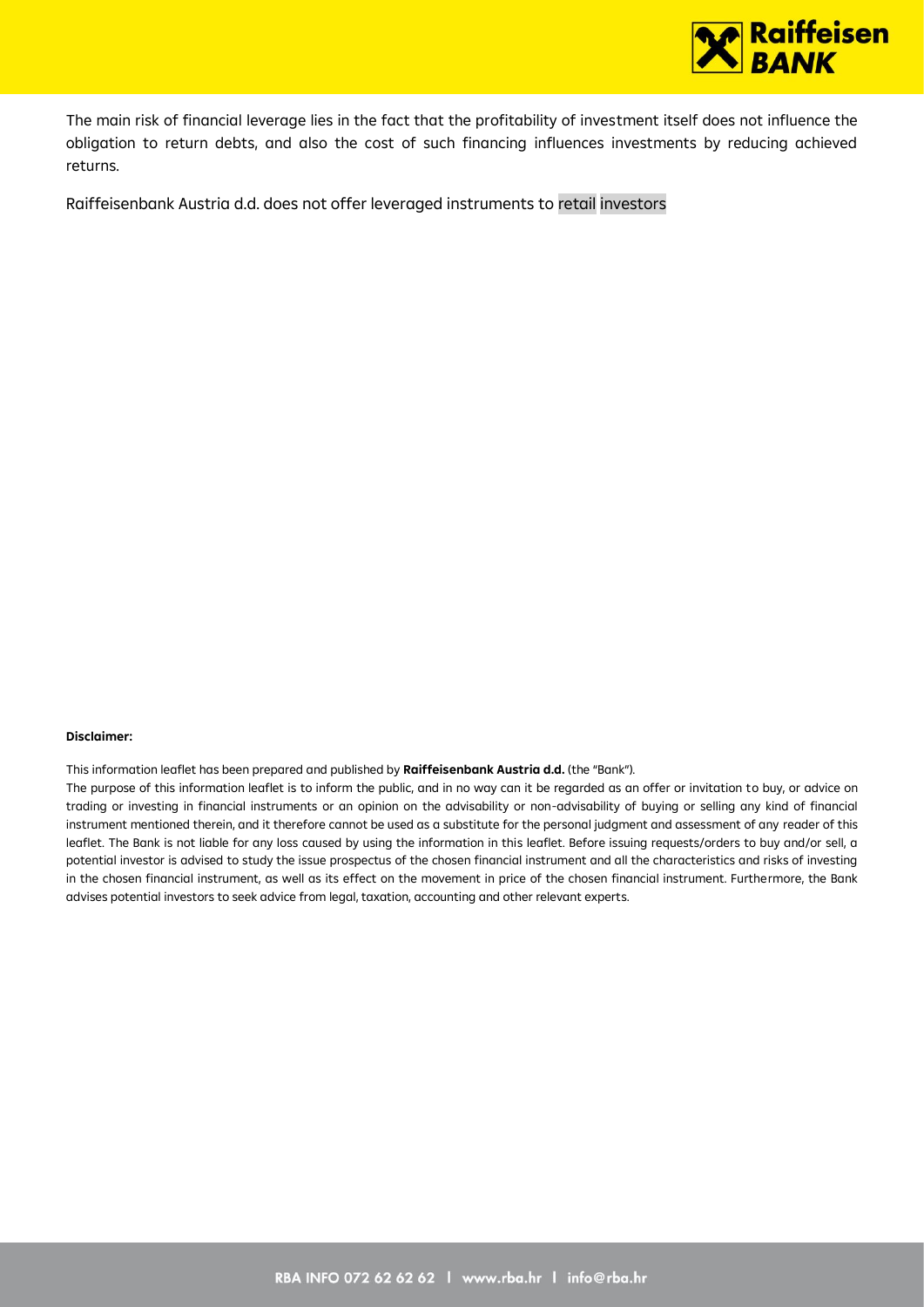The main risk of financial leverage lies in the fact that the profitability of investment itself does not influence the obligation to return debts, and also the cost of such financing influences investments by reducing achieved returns.

Raiffeisenbank Austria d.d. does not offer leveraged instruments to retail investors

**Disclaimer:**

This information leaflet has been prepared and published by **Raiffeisenbank Austria d.d.** (the "Bank").

The purpose of this information leaflet is to inform the public, and in no way can it be regarded as an offer or invitation to buy, or advice on trading or investing in financial instruments or an opinion on the advisability or non-advisability of buying or selling any kind of financial instrument mentioned therein, and it therefore cannot be used as a substitute for the personal judgment and assessment of any reader of this leaflet. The Bank is not liable for any loss caused by using the information in this leaflet. Before issuing requests/orders to buy and/or sell, a potential investor is advised to study the issue prospectus of the chosen financial instrument and all the characteristics and risks of investing in the chosen financial instrument, as well as its effect on the movement in price of the chosen financial instrument. Furthermore, the Bank advises potential investors to seek advice from legal, taxation, accounting and other relevant experts.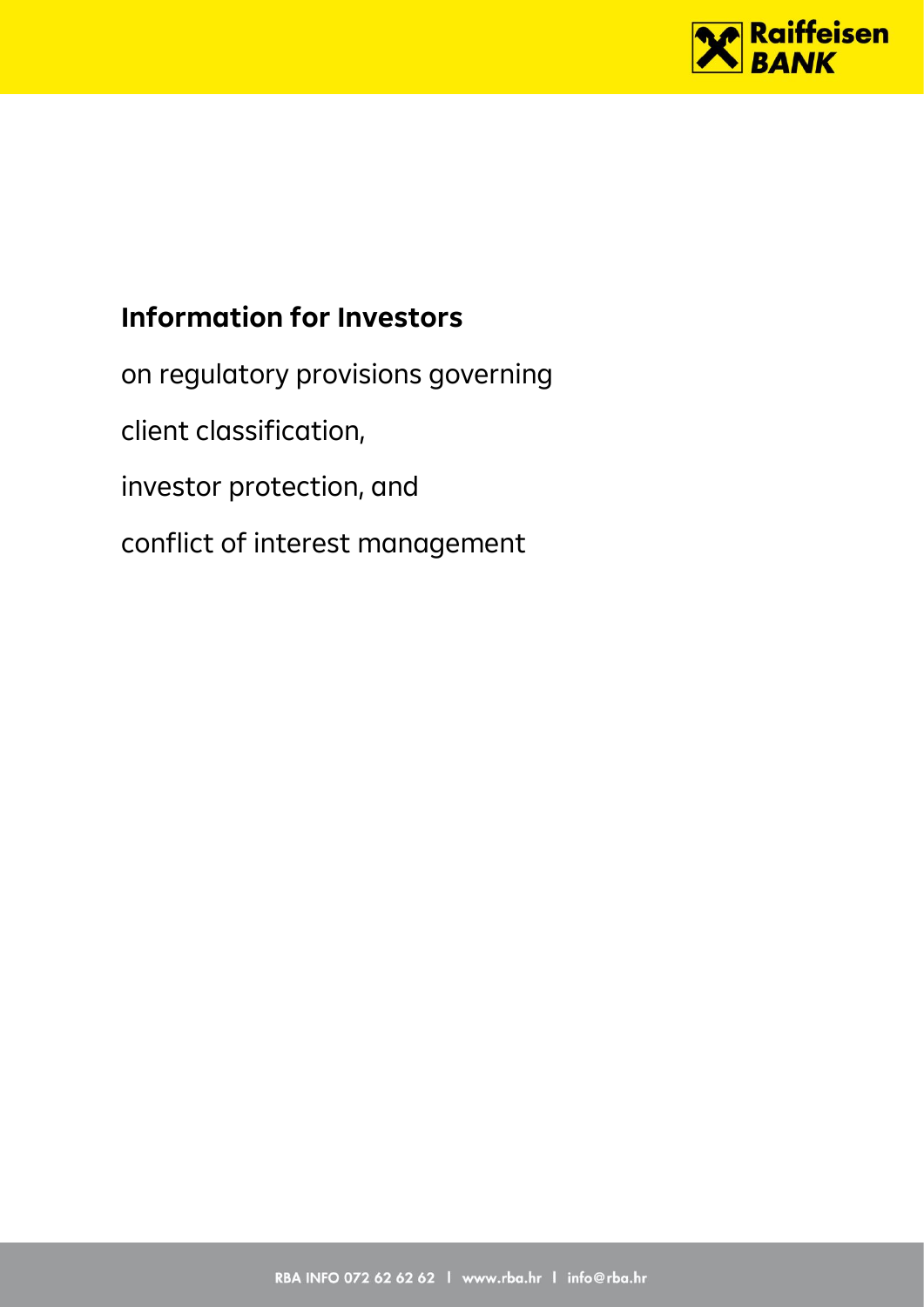# Information for Investors

on regulatory provisions governing

client classification,

investor protection, and

conflict of interest management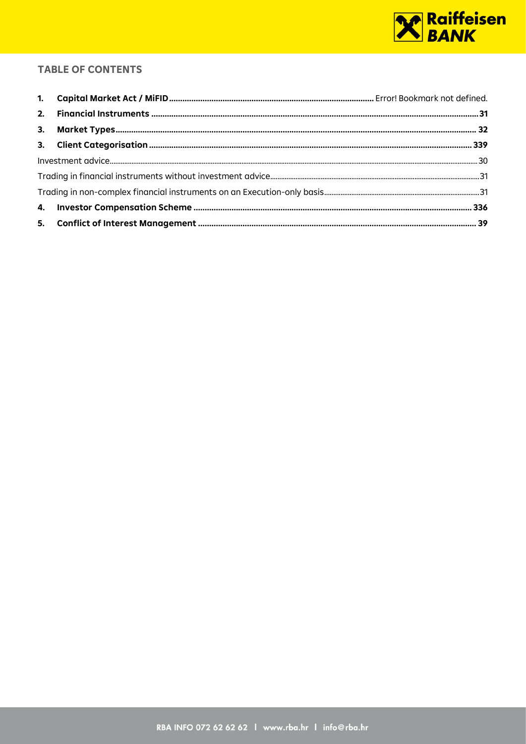## TABLE OF CONTENTS

1. **Capital Market Act / MiFID** ........................................................................................ Error! Bookmark not defined.
2. **Financial Instruments** .................................................................................................................................. 31
3. **Market Types** ................................................................................................................................................ 32
3. **Client Categorisation** ................................................................................................................................ 339

Investment advice........................................................................................................................................................ 30

Trading in financial instruments without investment advice.................................................................................. 31

Trading in non-complex financial instruments on an Execution-only basis.............................................................. 31

4. **Investor Compensation Scheme** ................................................................................................................. 336
5. **Conflict of Interest Management** ................................................................................................................ 39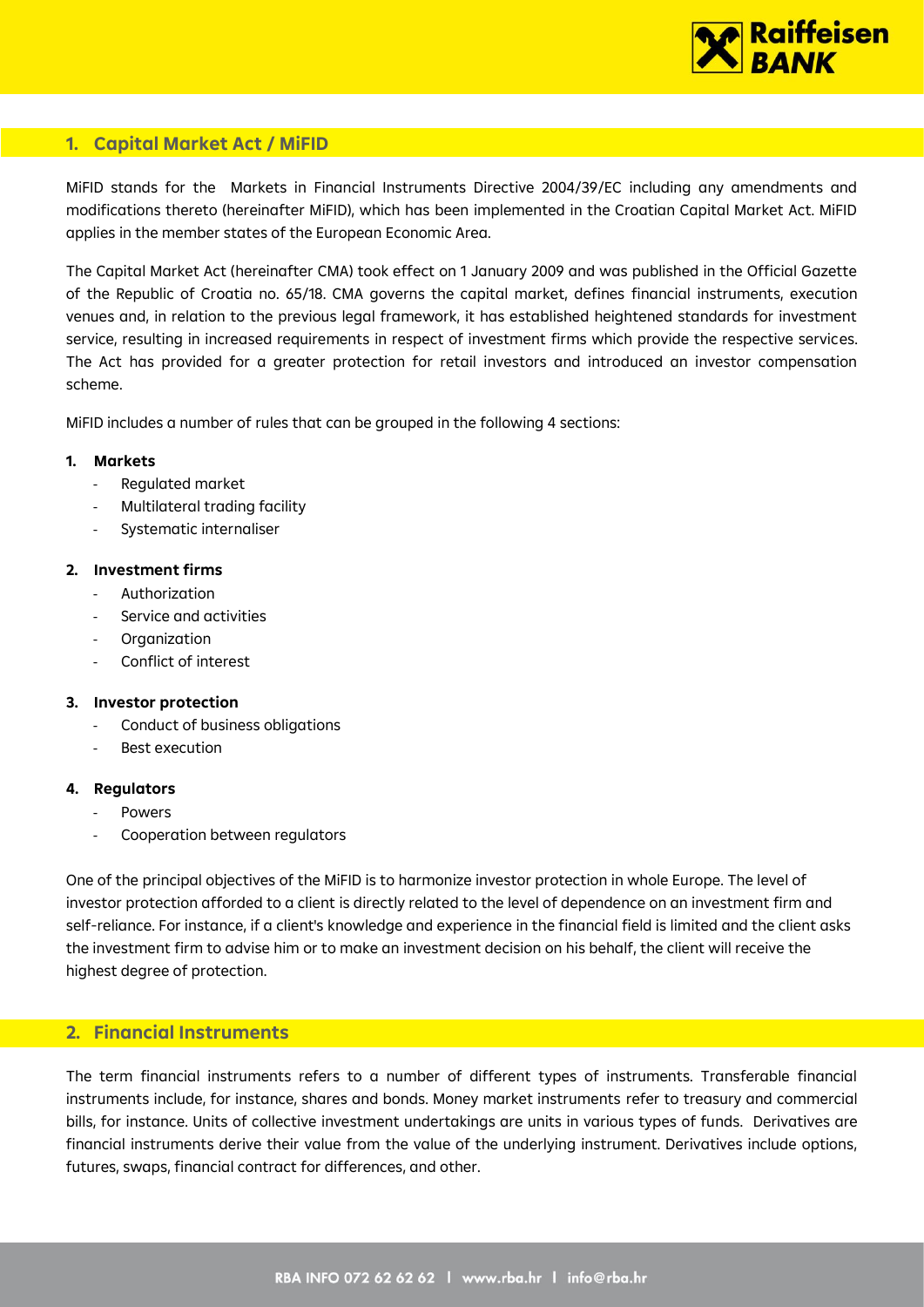## 1. Capital Market Act / MiFID

MiFID stands for the Markets in Financial Instruments Directive 2004/39/EC including any amendments and modifications thereto (hereinafter MiFID), which has been implemented in the Croatian Capital Market Act. MiFID applies in the member states of the European Economic Area.

The Capital Market Act (hereinafter CMA) took effect on 1 January 2009 and was published in the Official Gazette of the Republic of Croatia no. 65/18. CMA governs the capital market, defines financial instruments, execution venues and, in relation to the previous legal framework, it has established heightened standards for investment service, resulting in increased requirements in respect of investment firms which provide the respective services. The Act has provided for a greater protection for retail investors and introduced an investor compensation scheme.

MiFID includes a number of rules that can be grouped in the following 4 sections:

1. **Markets**
   - Regulated market
   - Multilateral trading facility
   - Systematic internaliser

2. **Investment firms**
   - Authorization
   - Service and activities
   - Organization
   - Conflict of interest

3. **Investor protection**
   - Conduct of business obligations
   - Best execution

4. **Regulators**
   - Powers
   - Cooperation between regulators

One of the principal objectives of the MiFID is to harmonize investor protection in whole Europe. The level of investor protection afforded to a client is directly related to the level of dependence on an investment firm and self-reliance. For instance, if a client's knowledge and experience in the financial field is limited and the client asks the investment firm to advise him or to make an investment decision on his behalf, the client will receive the highest degree of protection.

## 2. Financial Instruments

The term financial instruments refers to a number of different types of instruments. Transferable financial instruments include, for instance, shares and bonds. Money market instruments refer to treasury and commercial bills, for instance. Units of collective investment undertakings are units in various types of funds. Derivatives are financial instruments derive their value from the value of the underlying instrument. Derivatives include options, futures, swaps, financial contract for differences, and other.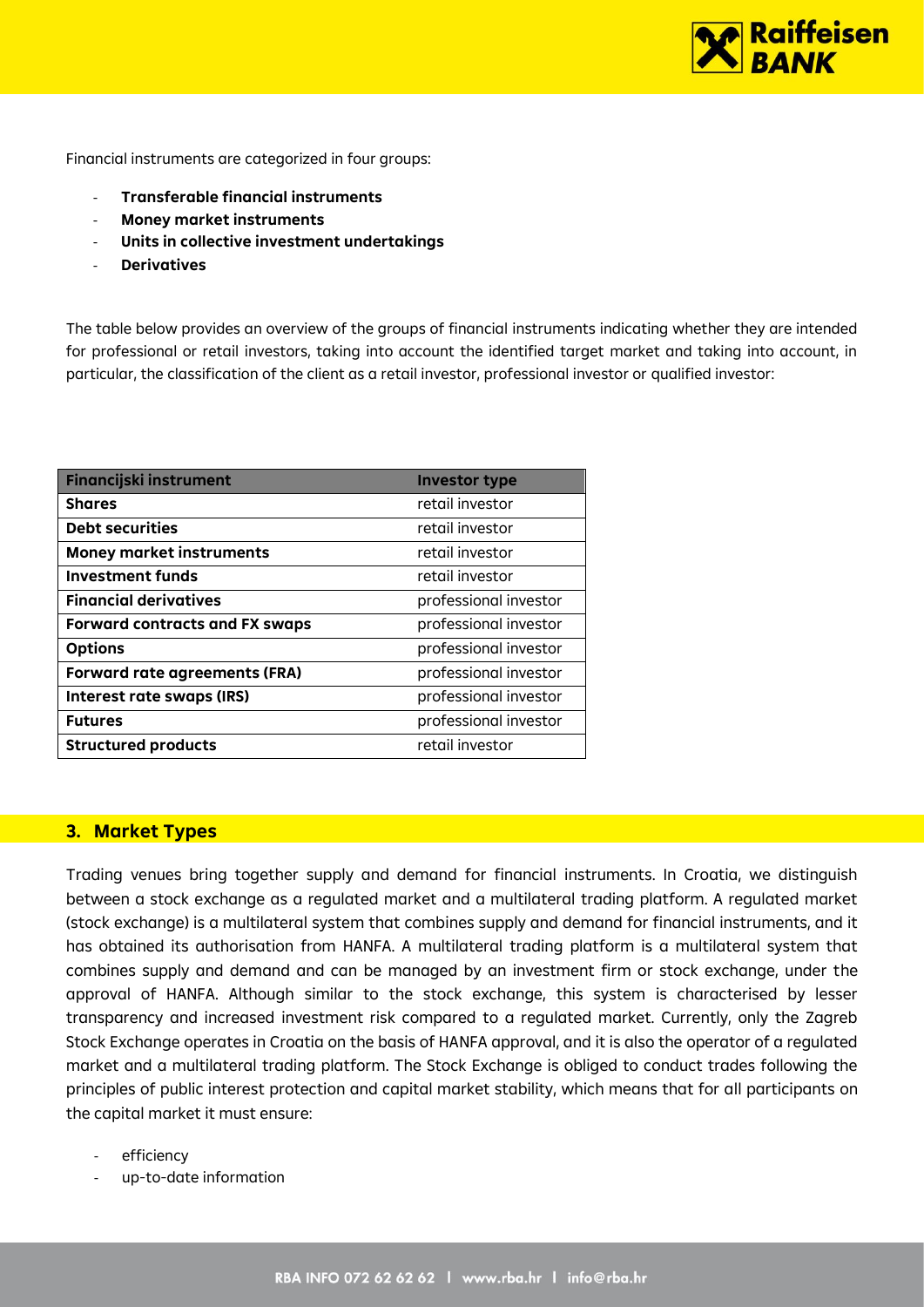Financial instruments are categorized in four groups:

- **Transferable financial instruments**
- **Money market instruments**
- **Units in collective investment undertakings**
- **Derivatives**

The table below provides an overview of the groups of financial instruments indicating whether they are intended for professional or retail investors, taking into account the identified target market and taking into account, in particular, the classification of the client as a retail investor, professional investor or qualified investor:

| Financijski instrument | Investor type |
|---|---|
| **Shares** | retail investor |
| **Debt securities** | retail investor |
| **Money market instruments** | retail investor |
| **Investment funds** | retail investor |
| **Financial derivatives** | professional investor |
| **Forward contracts and FX swaps** | professional investor |
| **Options** | professional investor |
| **Forward rate agreements (FRA)** | professional investor |
| **Interest rate swaps (IRS)** | professional investor |
| **Futures** | professional investor |
| **Structured products** | retail investor |

## 3. Market Types

Trading venues bring together supply and demand for financial instruments. In Croatia, we distinguish between a stock exchange as a regulated market and a multilateral trading platform. A regulated market (stock exchange) is a multilateral system that combines supply and demand for financial instruments, and it has obtained its authorisation from HANFA. A multilateral trading platform is a multilateral system that combines supply and demand and can be managed by an investment firm or stock exchange, under the approval of HANFA. Although similar to the stock exchange, this system is characterised by lesser transparency and increased investment risk compared to a regulated market. Currently, only the Zagreb Stock Exchange operates in Croatia on the basis of HANFA approval, and it is also the operator of a regulated market and a multilateral trading platform. The Stock Exchange is obliged to conduct trades following the principles of public interest protection and capital market stability, which means that for all participants on the capital market it must ensure:

- efficiency
- up-to-date information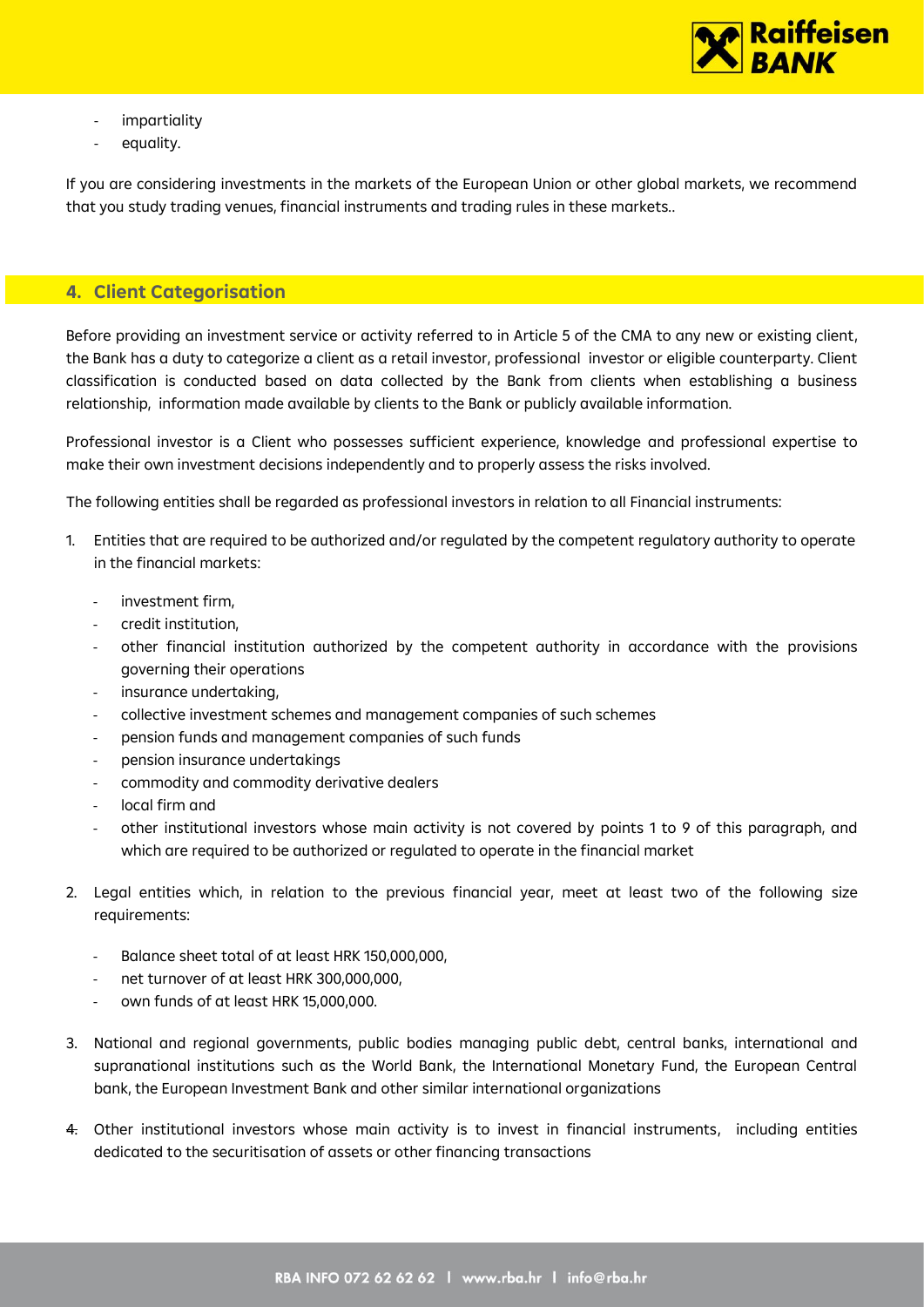- impartiality
- equality.

If you are considering investments in the markets of the European Union or other global markets, we recommend that you study trading venues, financial instruments and trading rules in these markets..

## 4. Client Categorisation

Before providing an investment service or activity referred to in Article 5 of the CMA to any new or existing client, the Bank has a duty to categorize a client as a retail investor, professional investor or eligible counterparty. Client classification is conducted based on data collected by the Bank from clients when establishing a business relationship, information made available by clients to the Bank or publicly available information.

Professional investor is a Client who possesses sufficient experience, knowledge and professional expertise to make their own investment decisions independently and to properly assess the risks involved.

The following entities shall be regarded as professional investors in relation to all Financial instruments:

1. Entities that are required to be authorized and/or regulated by the competent regulatory authority to operate in the financial markets:

   - investment firm,
   - credit institution,
   - other financial institution authorized by the competent authority in accordance with the provisions governing their operations
   - insurance undertaking,
   - collective investment schemes and management companies of such schemes
   - pension funds and management companies of such funds
   - pension insurance undertakings
   - commodity and commodity derivative dealers
   - local firm and
   - other institutional investors whose main activity is not covered by points 1 to 9 of this paragraph, and which are required to be authorized or regulated to operate in the financial market

2. Legal entities which, in relation to the previous financial year, meet at least two of the following size requirements:

   - Balance sheet total of at least HRK 150,000,000,
   - net turnover of at least HRK 300,000,000,
   - own funds of at least HRK 15,000,000.

3. National and regional governments, public bodies managing public debt, central banks, international and supranational institutions such as the World Bank, the International Monetary Fund, the European Central bank, the European Investment Bank and other similar international organizations

4. Other institutional investors whose main activity is to invest in financial instruments, including entities dedicated to the securitisation of assets or other financing transactions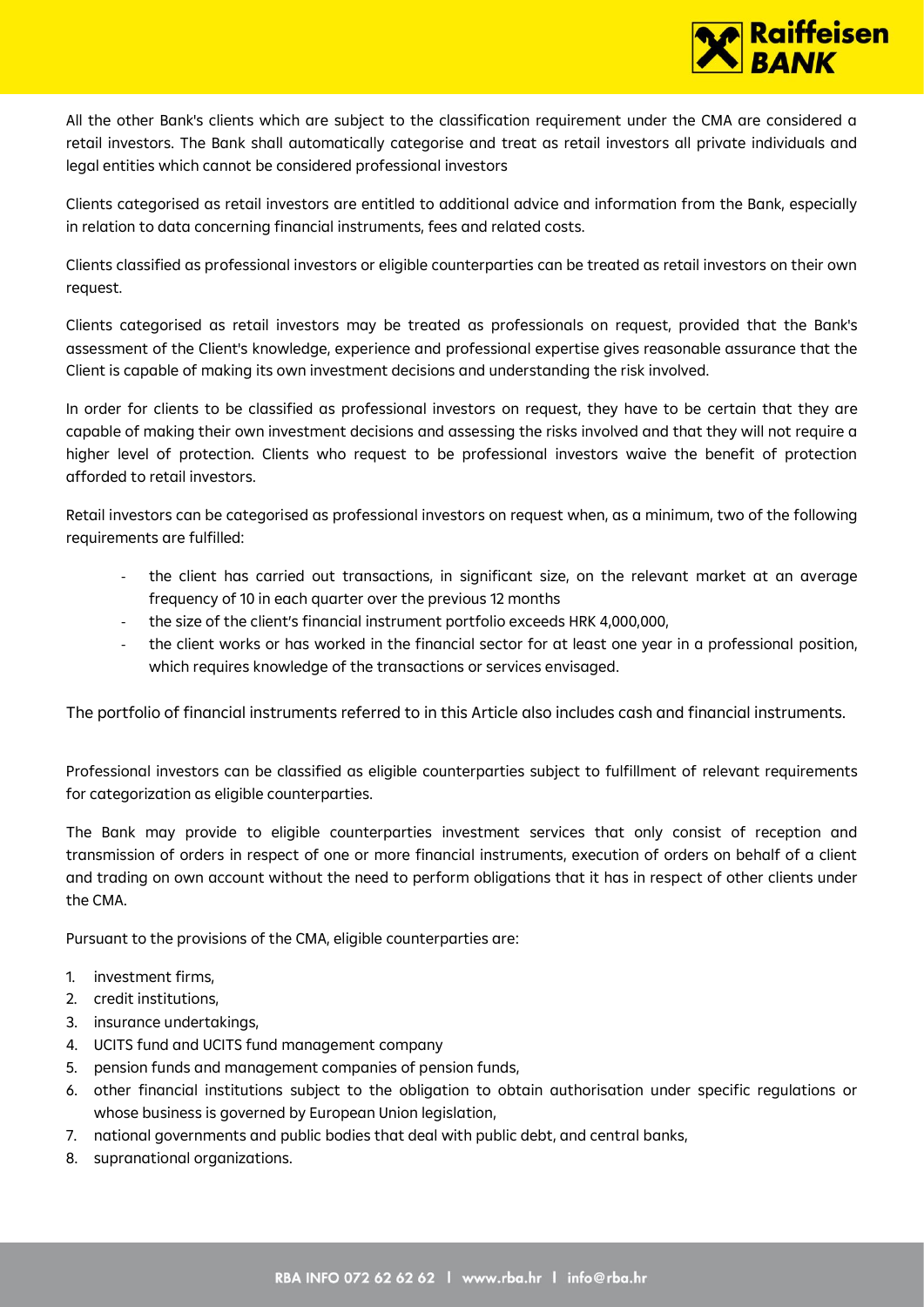All the other Bank's clients which are subject to the classification requirement under the CMA are considered a retail investors. The Bank shall automatically categorise and treat as retail investors all private individuals and legal entities which cannot be considered professional investors

Clients categorised as retail investors are entitled to additional advice and information from the Bank, especially in relation to data concerning financial instruments, fees and related costs.

Clients classified as professional investors or eligible counterparties can be treated as retail investors on their own request.

Clients categorised as retail investors may be treated as professionals on request, provided that the Bank's assessment of the Client's knowledge, experience and professional expertise gives reasonable assurance that the Client is capable of making its own investment decisions and understanding the risk involved.

In order for clients to be classified as professional investors on request, they have to be certain that they are capable of making their own investment decisions and assessing the risks involved and that they will not require a higher level of protection. Clients who request to be professional investors waive the benefit of protection afforded to retail investors.

Retail investors can be categorised as professional investors on request when, as a minimum, two of the following requirements are fulfilled:

- the client has carried out transactions, in significant size, on the relevant market at an average frequency of 10 in each quarter over the previous 12 months
- the size of the client's financial instrument portfolio exceeds HRK 4,000,000,
- the client works or has worked in the financial sector for at least one year in a professional position, which requires knowledge of the transactions or services envisaged.

The portfolio of financial instruments referred to in this Article also includes cash and financial instruments.

Professional investors can be classified as eligible counterparties subject to fulfillment of relevant requirements for categorization as eligible counterparties.

The Bank may provide to eligible counterparties investment services that only consist of reception and transmission of orders in respect of one or more financial instruments, execution of orders on behalf of a client and trading on own account without the need to perform obligations that it has in respect of other clients under the CMA.

Pursuant to the provisions of the CMA, eligible counterparties are:

1. investment firms,
2. credit institutions,
3. insurance undertakings,
4. UCITS fund and UCITS fund management company
5. pension funds and management companies of pension funds,
6. other financial institutions subject to the obligation to obtain authorisation under specific regulations or whose business is governed by European Union legislation,
7. national governments and public bodies that deal with public debt, and central banks,
8. supranational organizations.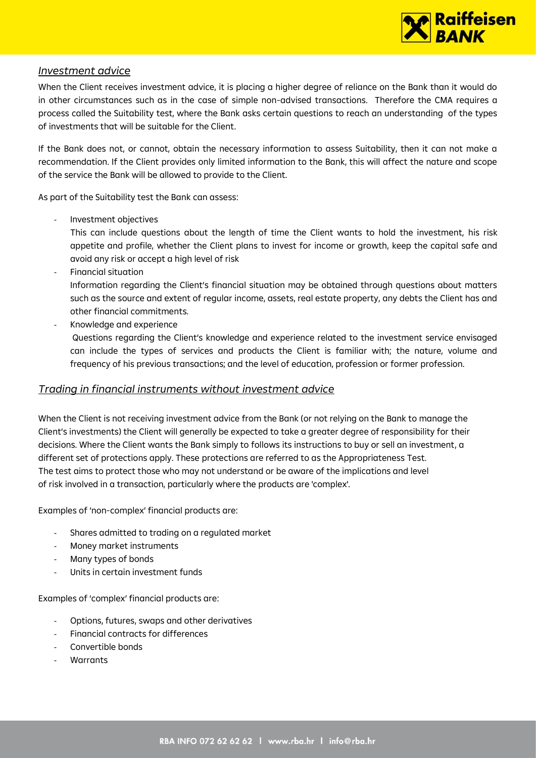## *Investment advice*

When the Client receives investment advice, it is placing a higher degree of reliance on the Bank than it would do in other circumstances such as in the case of simple non-advised transactions. Therefore the CMA requires a process called the Suitability test, where the Bank asks certain questions to reach an understanding of the types of investments that will be suitable for the Client.

If the Bank does not, or cannot, obtain the necessary information to assess Suitability, then it can not make a recommendation. If the Client provides only limited information to the Bank, this will affect the nature and scope of the service the Bank will be allowed to provide to the Client.

As part of the Suitability test the Bank can assess:

- Investment objectives
  This can include questions about the length of time the Client wants to hold the investment, his risk appetite and profile, whether the Client plans to invest for income or growth, keep the capital safe and avoid any risk or accept a high level of risk
- Financial situation
  Information regarding the Client's financial situation may be obtained through questions about matters such as the source and extent of regular income, assets, real estate property, any debts the Client has and other financial commitments.
- Knowledge and experience
  Questions regarding the Client's knowledge and experience related to the investment service envisaged can include the types of services and products the Client is familiar with; the nature, volume and frequency of his previous transactions; and the level of education, profession or former profession.

## *Trading in financial instruments without investment advice*

When the Client is not receiving investment advice from the Bank (or not relying on the Bank to manage the Client's investments) the Client will generally be expected to take a greater degree of responsibility for their decisions. Where the Client wants the Bank simply to follows its instructions to buy or sell an investment, a different set of protections apply. These protections are referred to as the Appropriateness Test.
The test aims to protect those who may not understand or be aware of the implications and level of risk involved in a transaction, particularly where the products are 'complex'.

Examples of 'non-complex' financial products are:

- Shares admitted to trading on a regulated market
- Money market instruments
- Many types of bonds
- Units in certain investment funds

Examples of 'complex' financial products are:

- Options, futures, swaps and other derivatives
- Financial contracts for differences
- Convertible bonds
- Warrants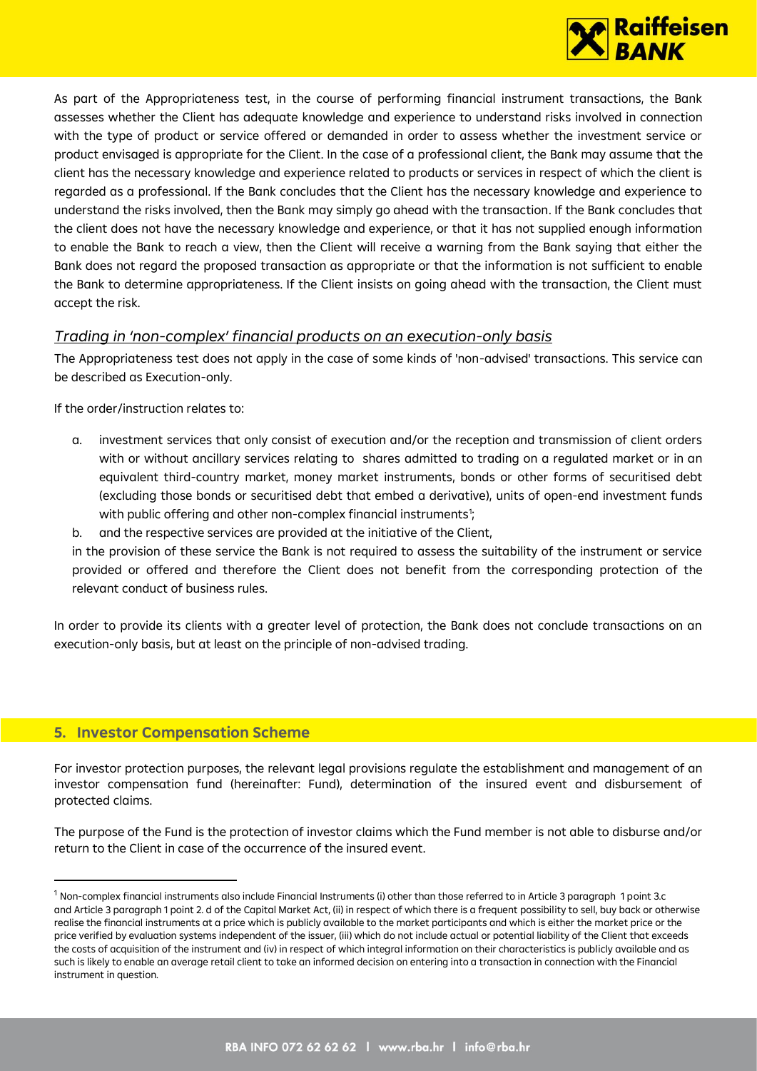As part of the Appropriateness test, in the course of performing financial instrument transactions, the Bank assesses whether the Client has adequate knowledge and experience to understand risks involved in connection with the type of product or service offered or demanded in order to assess whether the investment service or product envisaged is appropriate for the Client. In the case of a professional client, the Bank may assume that the client has the necessary knowledge and experience related to products or services in respect of which the client is regarded as a professional. If the Bank concludes that the Client has the necessary knowledge and experience to understand the risks involved, then the Bank may simply go ahead with the transaction. If the Bank concludes that the client does not have the necessary knowledge and experience, or that it has not supplied enough information to enable the Bank to reach a view, then the Client will receive a warning from the Bank saying that either the Bank does not regard the proposed transaction as appropriate or that the information is not sufficient to enable the Bank to determine appropriateness. If the Client insists on going ahead with the transaction, the Client must accept the risk.

*Trading in 'non-complex' financial products on an execution-only basis*

The Appropriateness test does not apply in the case of some kinds of 'non-advised' transactions. This service can be described as Execution-only.

If the order/instruction relates to:

a. investment services that only consist of execution and/or the reception and transmission of client orders with or without ancillary services relating to shares admitted to trading on a regulated market or in an equivalent third-country market, money market instruments, bonds or other forms of securitised debt (excluding those bonds or securitised debt that embed a derivative), units of open-end investment funds with public offering and other non-complex financial instruments[1];
b. and the respective services are provided at the initiative of the Client,

in the provision of these service the Bank is not required to assess the suitability of the instrument or service provided or offered and therefore the Client does not benefit from the corresponding protection of the relevant conduct of business rules.

In order to provide its clients with a greater level of protection, the Bank does not conclude transactions on an execution-only basis, but at least on the principle of non-advised trading.

## 5. Investor Compensation Scheme

For investor protection purposes, the relevant legal provisions regulate the establishment and management of an investor compensation fund (hereinafter: Fund), determination of the insured event and disbursement of protected claims.

The purpose of the Fund is the protection of investor claims which the Fund member is not able to disburse and/or return to the Client in case of the occurrence of the insured event.

---

[1] Non-complex financial instruments also include Financial Instruments (i) other than those referred to in Article 3 paragraph 1 point 3.c and Article 3 paragraph 1 point 2. d of the Capital Market Act, (ii) in respect of which there is a frequent possibility to sell, buy back or otherwise realise the financial instruments at a price which is publicly available to the market participants and which is either the market price or the price verified by evaluation systems independent of the issuer, (iii) which do not include actual or potential liability of the Client that exceeds the costs of acquisition of the instrument and (iv) in respect of which integral information on their characteristics is publicly available and as such is likely to enable an average retail client to take an informed decision on entering into a transaction in connection with the Financial instrument in question.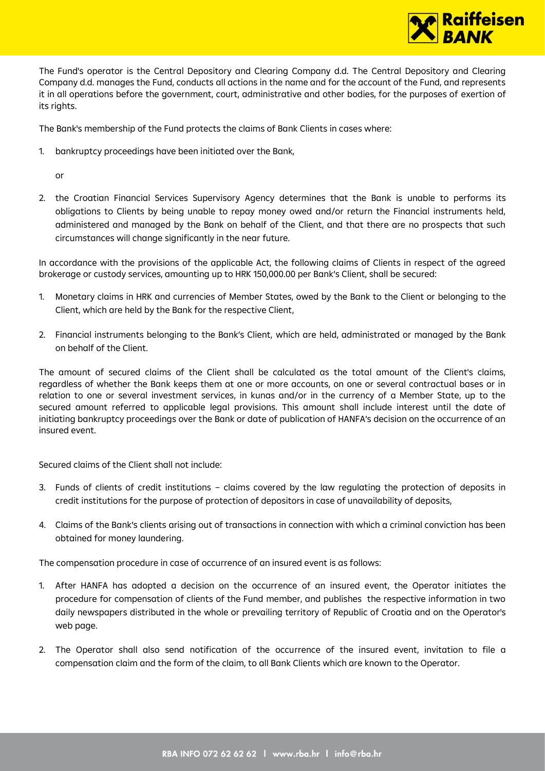The Fund's operator is the Central Depository and Clearing Company d.d. The Central Depository and Clearing Company d.d. manages the Fund, conducts all actions in the name and for the account of the Fund, and represents it in all operations before the government, court, administrative and other bodies, for the purposes of exertion of its rights.

The Bank's membership of the Fund protects the claims of Bank Clients in cases where:

1. bankruptcy proceedings have been initiated over the Bank,

   or

2. the Croatian Financial Services Supervisory Agency determines that the Bank is unable to performs its obligations to Clients by being unable to repay money owed and/or return the Financial instruments held, administered and managed by the Bank on behalf of the Client, and that there are no prospects that such circumstances will change significantly in the near future.

In accordance with the provisions of the applicable Act, the following claims of Clients in respect of the agreed brokerage or custody services, amounting up to HRK 150,000.00 per Bank's Client, shall be secured:

1. Monetary claims in HRK and currencies of Member States, owed by the Bank to the Client or belonging to the Client, which are held by the Bank for the respective Client,

2. Financial instruments belonging to the Bank's Client, which are held, administrated or managed by the Bank on behalf of the Client.

The amount of secured claims of the Client shall be calculated as the total amount of the Client's claims, regardless of whether the Bank keeps them at one or more accounts, on one or several contractual bases or in relation to one or several investment services, in kunas and/or in the currency of a Member State, up to the secured amount referred to applicable legal provisions. This amount shall include interest until the date of initiating bankruptcy proceedings over the Bank or date of publication of HANFA's decision on the occurrence of an insured event.

Secured claims of the Client shall not include:

3. Funds of clients of credit institutions – claims covered by the law regulating the protection of deposits in credit institutions for the purpose of protection of depositors in case of unavailability of deposits,

4. Claims of the Bank's clients arising out of transactions in connection with which a criminal conviction has been obtained for money laundering.

The compensation procedure in case of occurrence of an insured event is as follows:

1. After HANFA has adopted a decision on the occurrence of an insured event, the Operator initiates the procedure for compensation of clients of the Fund member, and publishes the respective information in two daily newspapers distributed in the whole or prevailing territory of Republic of Croatia and on the Operator's web page.

2. The Operator shall also send notification of the occurrence of the insured event, invitation to file a compensation claim and the form of the claim, to all Bank Clients which are known to the Operator.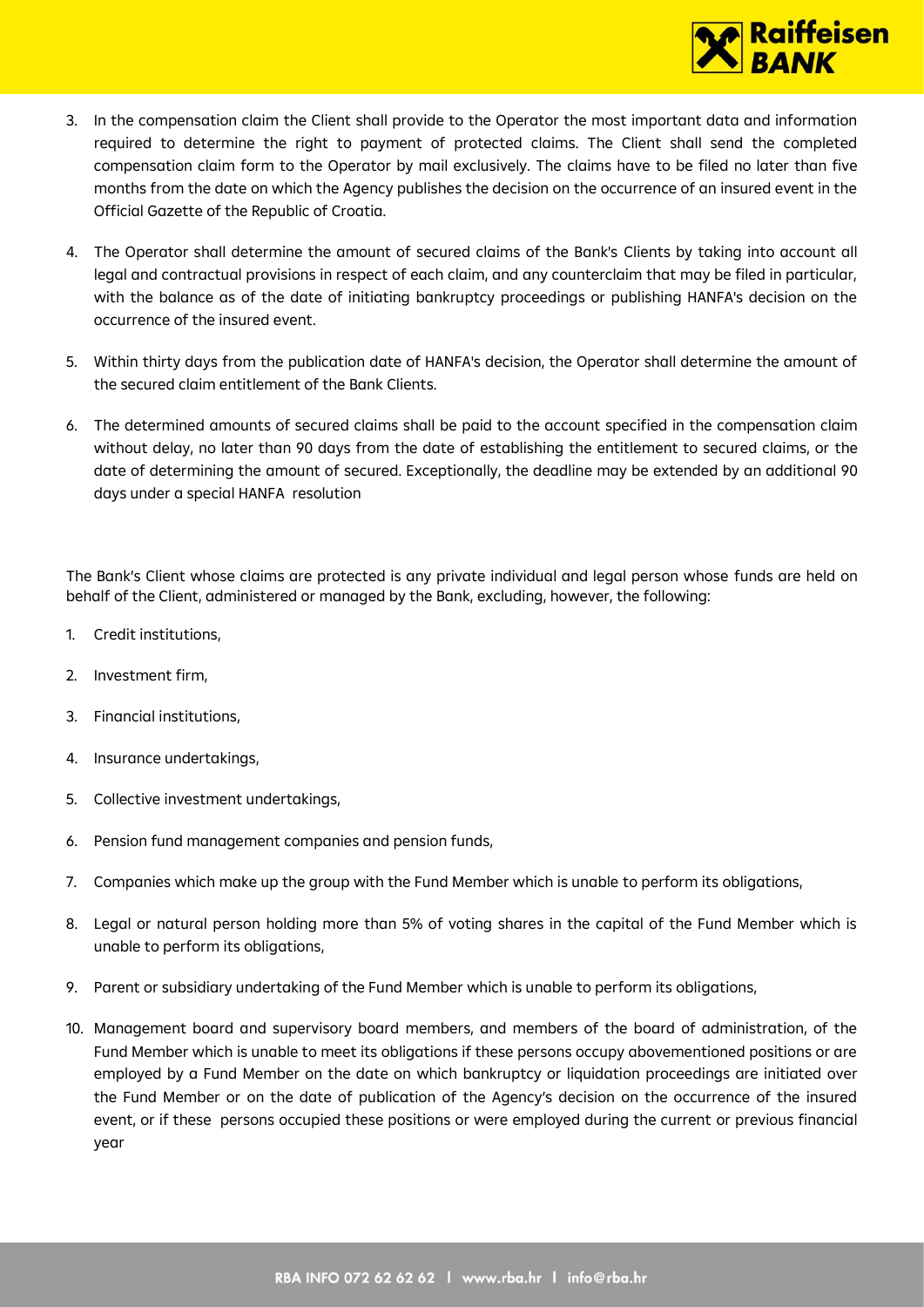3. In the compensation claim the Client shall provide to the Operator the most important data and information required to determine the right to payment of protected claims. The Client shall send the completed compensation claim form to the Operator by mail exclusively. The claims have to be filed no later than five months from the date on which the Agency publishes the decision on the occurrence of an insured event in the Official Gazette of the Republic of Croatia.

4. The Operator shall determine the amount of secured claims of the Bank's Clients by taking into account all legal and contractual provisions in respect of each claim, and any counterclaim that may be filed in particular, with the balance as of the date of initiating bankruptcy proceedings or publishing HANFA's decision on the occurrence of the insured event.

5. Within thirty days from the publication date of HANFA's decision, the Operator shall determine the amount of the secured claim entitlement of the Bank Clients.

6. The determined amounts of secured claims shall be paid to the account specified in the compensation claim without delay, no later than 90 days from the date of establishing the entitlement to secured claims, or the date of determining the amount of secured. Exceptionally, the deadline may be extended by an additional 90 days under a special HANFA resolution

The Bank's Client whose claims are protected is any private individual and legal person whose funds are held on behalf of the Client, administered or managed by the Bank, excluding, however, the following:

1. Credit institutions,
2. Investment firm,
3. Financial institutions,
4. Insurance undertakings,
5. Collective investment undertakings,
6. Pension fund management companies and pension funds,
7. Companies which make up the group with the Fund Member which is unable to perform its obligations,
8. Legal or natural person holding more than 5% of voting shares in the capital of the Fund Member which is unable to perform its obligations,
9. Parent or subsidiary undertaking of the Fund Member which is unable to perform its obligations,
10. Management board and supervisory board members, and members of the board of administration, of the Fund Member which is unable to meet its obligations if these persons occupy abovementioned positions or are employed by a Fund Member on the date on which bankruptcy or liquidation proceedings are initiated over the Fund Member or on the date of publication of the Agency's decision on the occurrence of the insured event, or if these persons occupied these positions or were employed during the current or previous financial year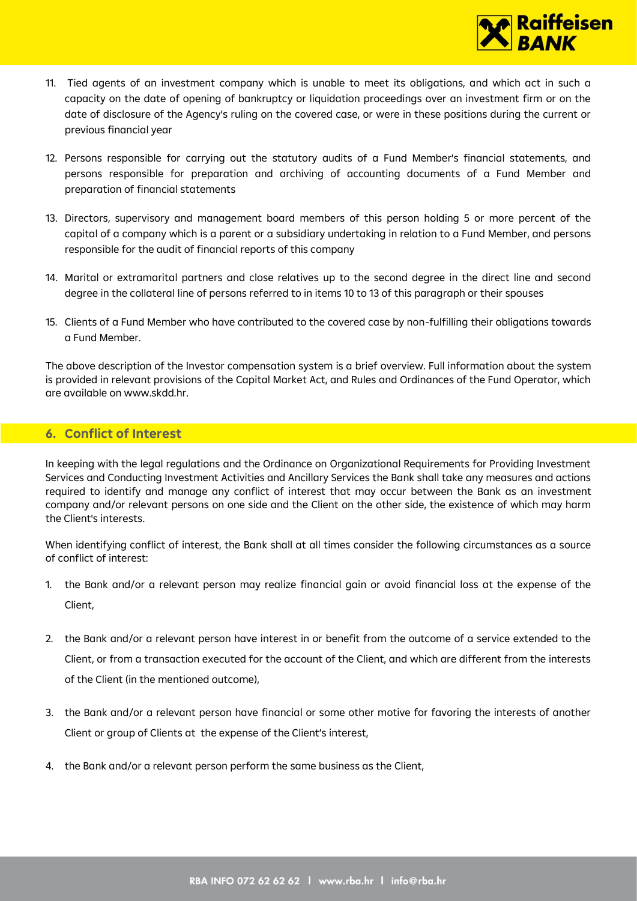11. Tied agents of an investment company which is unable to meet its obligations, and which act in such a capacity on the date of opening of bankruptcy or liquidation proceedings over an investment firm or on the date of disclosure of the Agency's ruling on the covered case, or were in these positions during the current or previous financial year

12. Persons responsible for carrying out the statutory audits of a Fund Member's financial statements, and persons responsible for preparation and archiving of accounting documents of a Fund Member and preparation of financial statements

13. Directors, supervisory and management board members of this person holding 5 or more percent of the capital of a company which is a parent or a subsidiary undertaking in relation to a Fund Member, and persons responsible for the audit of financial reports of this company

14. Marital or extramarital partners and close relatives up to the second degree in the direct line and second degree in the collateral line of persons referred to in items 10 to 13 of this paragraph or their spouses

15. Clients of a Fund Member who have contributed to the covered case by non-fulfilling their obligations towards a Fund Member.

The above description of the Investor compensation system is a brief overview. Full information about the system is provided in relevant provisions of the Capital Market Act, and Rules and Ordinances of the Fund Operator, which are available on www.skdd.hr.

## 6. Conflict of Interest

In keeping with the legal regulations and the Ordinance on Organizational Requirements for Providing Investment Services and Conducting Investment Activities and Ancillary Services the Bank shall take any measures and actions required to identify and manage any conflict of interest that may occur between the Bank as an investment company and/or relevant persons on one side and the Client on the other side, the existence of which may harm the Client's interests.

When identifying conflict of interest, the Bank shall at all times consider the following circumstances as a source of conflict of interest:

1. the Bank and/or a relevant person may realize financial gain or avoid financial loss at the expense of the Client,

2. the Bank and/or a relevant person have interest in or benefit from the outcome of a service extended to the Client, or from a transaction executed for the account of the Client, and which are different from the interests of the Client (in the mentioned outcome),

3. the Bank and/or a relevant person have financial or some other motive for favoring the interests of another Client or group of Clients at the expense of the Client's interest,

4. the Bank and/or a relevant person perform the same business as the Client,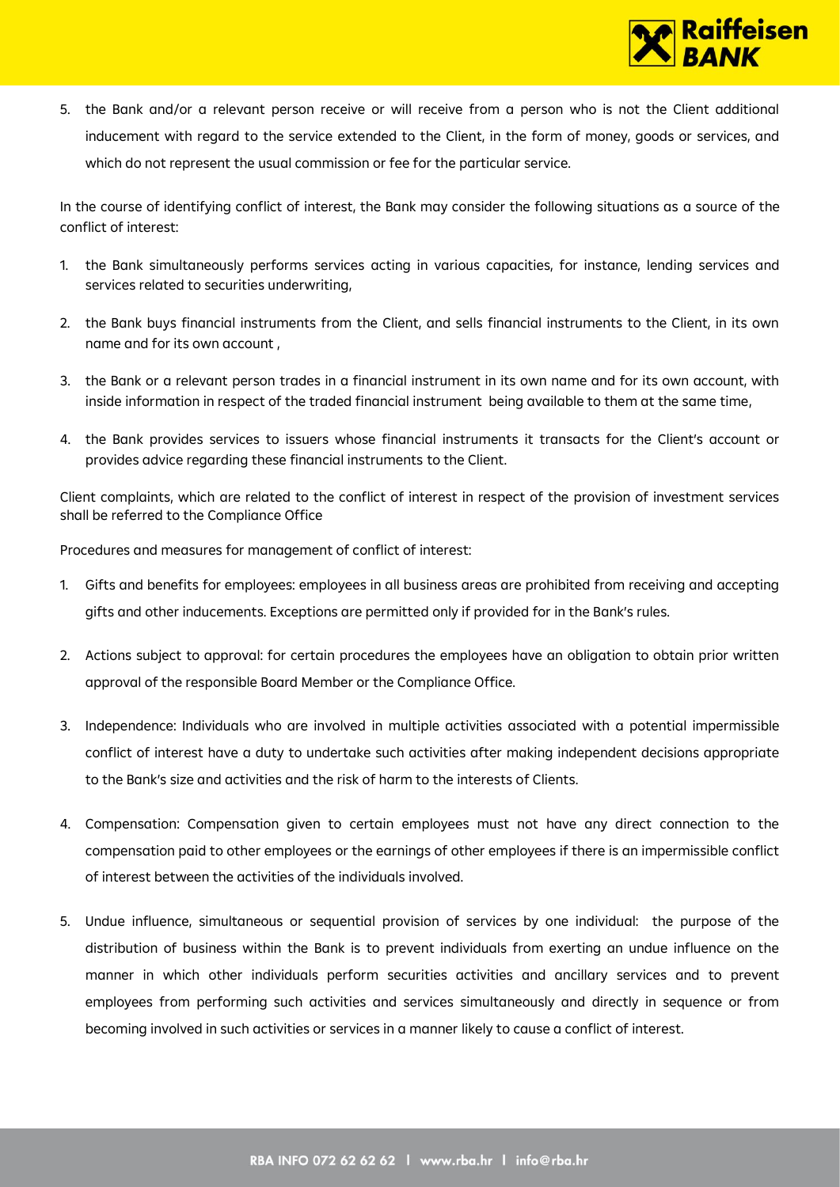5. the Bank and/or a relevant person receive or will receive from a person who is not the Client additional inducement with regard to the service extended to the Client, in the form of money, goods or services, and which do not represent the usual commission or fee for the particular service.

In the course of identifying conflict of interest, the Bank may consider the following situations as a source of the conflict of interest:

1. the Bank simultaneously performs services acting in various capacities, for instance, lending services and services related to securities underwriting,
2. the Bank buys financial instruments from the Client, and sells financial instruments to the Client, in its own name and for its own account ,
3. the Bank or a relevant person trades in a financial instrument in its own name and for its own account, with inside information in respect of the traded financial instrument being available to them at the same time,
4. the Bank provides services to issuers whose financial instruments it transacts for the Client's account or provides advice regarding these financial instruments to the Client.

Client complaints, which are related to the conflict of interest in respect of the provision of investment services shall be referred to the Compliance Office

Procedures and measures for management of conflict of interest:

1. Gifts and benefits for employees: employees in all business areas are prohibited from receiving and accepting gifts and other inducements. Exceptions are permitted only if provided for in the Bank's rules.
2. Actions subject to approval: for certain procedures the employees have an obligation to obtain prior written approval of the responsible Board Member or the Compliance Office.
3. Independence: Individuals who are involved in multiple activities associated with a potential impermissible conflict of interest have a duty to undertake such activities after making independent decisions appropriate to the Bank's size and activities and the risk of harm to the interests of Clients.
4. Compensation: Compensation given to certain employees must not have any direct connection to the compensation paid to other employees or the earnings of other employees if there is an impermissible conflict of interest between the activities of the individuals involved.
5. Undue influence, simultaneous or sequential provision of services by one individual: the purpose of the distribution of business within the Bank is to prevent individuals from exerting an undue influence on the manner in which other individuals perform securities activities and ancillary services and to prevent employees from performing such activities and services simultaneously and directly in sequence or from becoming involved in such activities or services in a manner likely to cause a conflict of interest.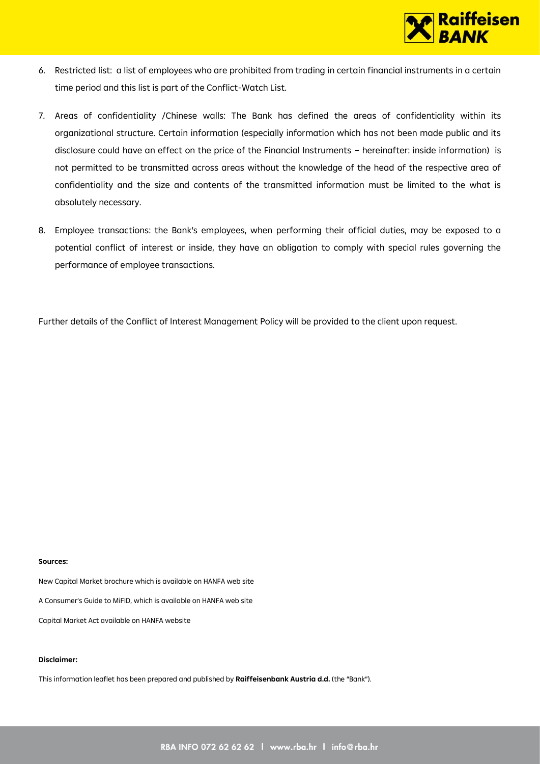6. Restricted list: a list of employees who are prohibited from trading in certain financial instruments in a certain time period and this list is part of the Conflict-Watch List.

7. Areas of confidentiality /Chinese walls: The Bank has defined the areas of confidentiality within its organizational structure. Certain information (especially information which has not been made public and its disclosure could have an effect on the price of the Financial Instruments – hereinafter: inside information) is not permitted to be transmitted across areas without the knowledge of the head of the respective area of confidentiality and the size and contents of the transmitted information must be limited to the what is absolutely necessary.

8. Employee transactions: the Bank's employees, when performing their official duties, may be exposed to a potential conflict of interest or inside, they have an obligation to comply with special rules governing the performance of employee transactions.

Further details of the Conflict of Interest Management Policy will be provided to the client upon request.

**Sources:**

New Capital Market brochure which is available on HANFA web site

A Consumer's Guide to MiFID, which is available on HANFA web site

Capital Market Act available on HANFA website

**Disclaimer:**

This information leaflet has been prepared and published by **Raiffeisenbank Austria d.d.** (the "Bank").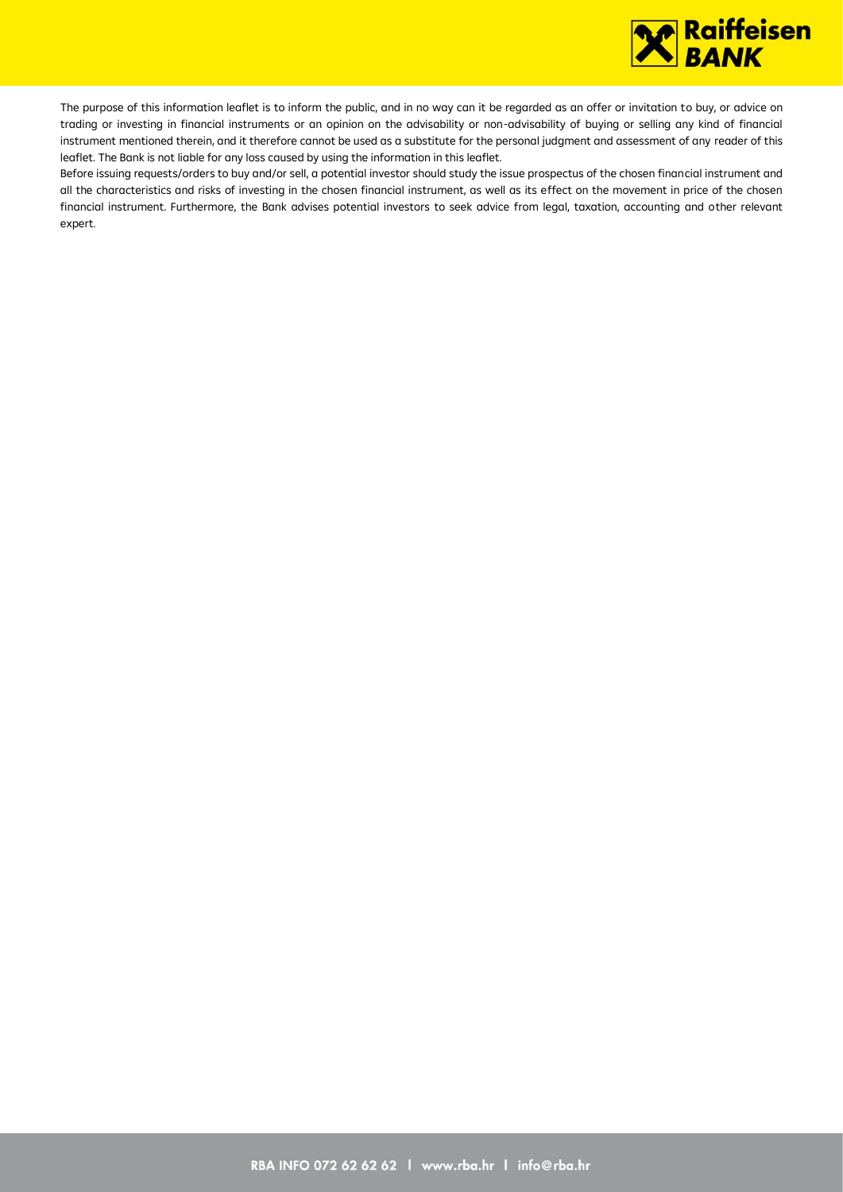The purpose of this information leaflet is to inform the public, and in no way can it be regarded as an offer or invitation to buy, or advice on trading or investing in financial instruments or an opinion on the advisability or non-advisability of buying or selling any kind of financial instrument mentioned therein, and it therefore cannot be used as a substitute for the personal judgment and assessment of any reader of this leaflet. The Bank is not liable for any loss caused by using the information in this leaflet.

Before issuing requests/orders to buy and/or sell, a potential investor should study the issue prospectus of the chosen financial instrument and all the characteristics and risks of investing in the chosen financial instrument, as well as its effect on the movement in price of the chosen financial instrument. Furthermore, the Bank advises potential investors to seek advice from legal, taxation, accounting and other relevant expert.